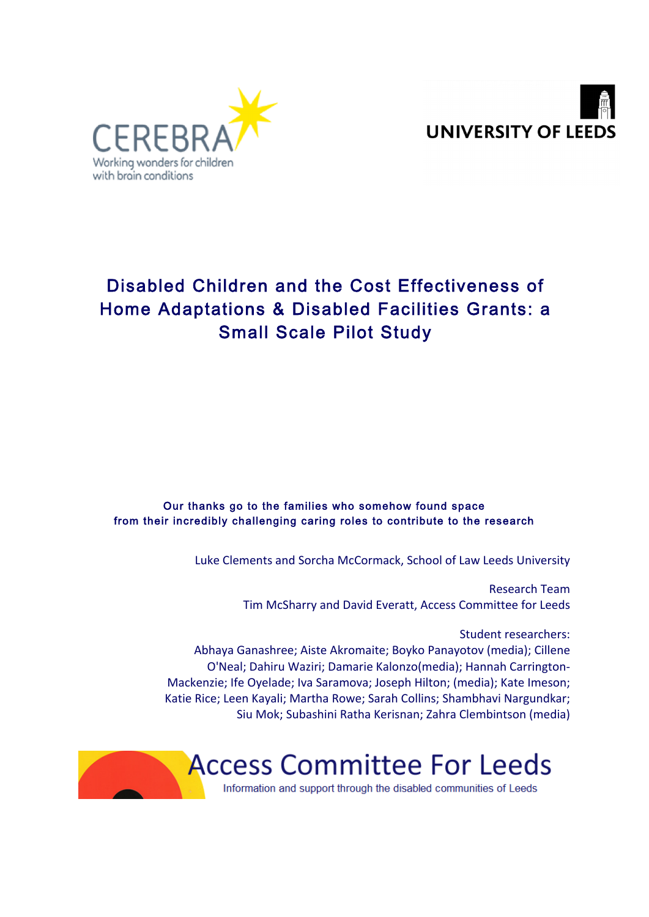CEREBRA

Working wonders for children with brain conditions

UNIVERSITY OF LEEDS

# Disabled Children and the Cost Effectiveness of Home Adaptations & Disabled Facilities Grants: a Small Scale Pilot Study

**Our thanks go to the families who somehow found space from their incredibly challenging caring roles to contribute to the research**

Luke Clements and Sorcha McCormack, School of Law Leeds University

Research Team
Tim McSharry and David Everatt, Access Committee for Leeds

Student researchers:
Abhaya Ganashree; Aiste Akromaite; Boyko Panayotov (media); Cillene O'Neal; Dahiru Waziri; Damarie Kalonzo(media); Hannah Carrington-Mackenzie; Ife Oyelade; Iva Saramova; Joseph Hilton; (media); Kate Imeson; Katie Rice; Leen Kayali; Martha Rowe; Sarah Collins; Shambhavi Nargundkar; Siu Mok; Subashini Ratha Kerisnan; Zahra Clembintson (media)

Access Committee For Leeds

Information and support through the disabled communities of Leeds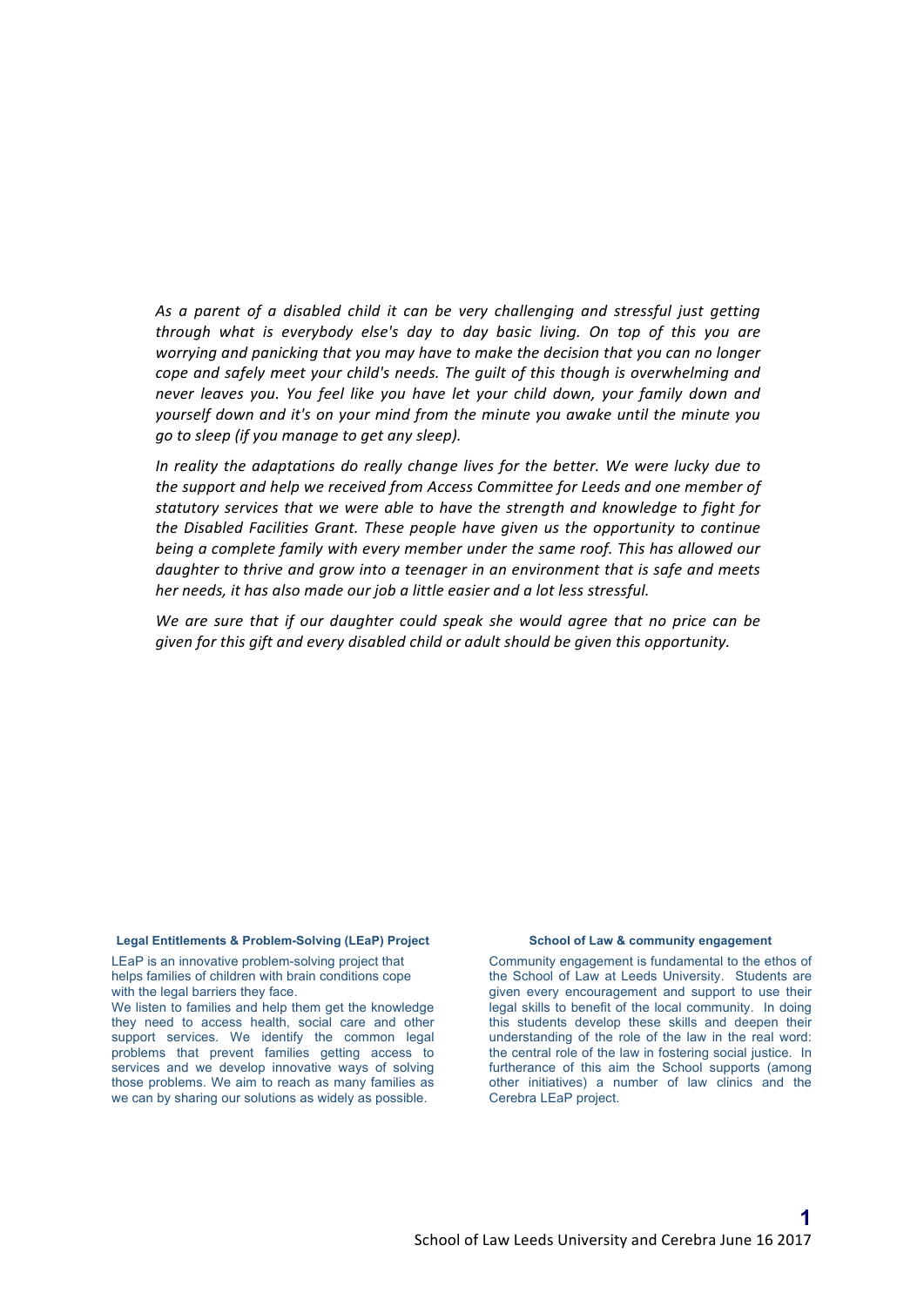*As a parent of a disabled child it can be very challenging and stressful just getting through what is everybody else's day to day basic living. On top of this you are worrying and panicking that you may have to make the decision that you can no longer cope and safely meet your child's needs. The guilt of this though is overwhelming and never leaves you. You feel like you have let your child down, your family down and yourself down and it's on your mind from the minute you awake until the minute you go to sleep (if you manage to get any sleep).*

*In reality the adaptations do really change lives for the better. We were lucky due to the support and help we received from Access Committee for Leeds and one member of statutory services that we were able to have the strength and knowledge to fight for the Disabled Facilities Grant. These people have given us the opportunity to continue being a complete family with every member under the same roof. This has allowed our daughter to thrive and grow into a teenager in an environment that is safe and meets her needs, it has also made our job a little easier and a lot less stressful.*

*We are sure that if our daughter could speak she would agree that no price can be given for this gift and every disabled child or adult should be given this opportunity.*

**Legal Entitlements & Problem-Solving (LEaP) Project**

LEaP is an innovative problem-solving project that helps families of children with brain conditions cope with the legal barriers they face.

We listen to families and help them get the knowledge they need to access health, social care and other support services. We identify the common legal problems that prevent families getting access to services and we develop innovative ways of solving those problems. We aim to reach as many families as we can by sharing our solutions as widely as possible.

**School of Law & community engagement**

Community engagement is fundamental to the ethos of the School of Law at Leeds University. Students are given every encouragement and support to use their legal skills to benefit of the local community. In doing this students develop these skills and deepen their understanding of the role of the law in the real word: the central role of the law in fostering social justice. In furtherance of this aim the School supports (among other initiatives) a number of law clinics and the Cerebra LEaP project.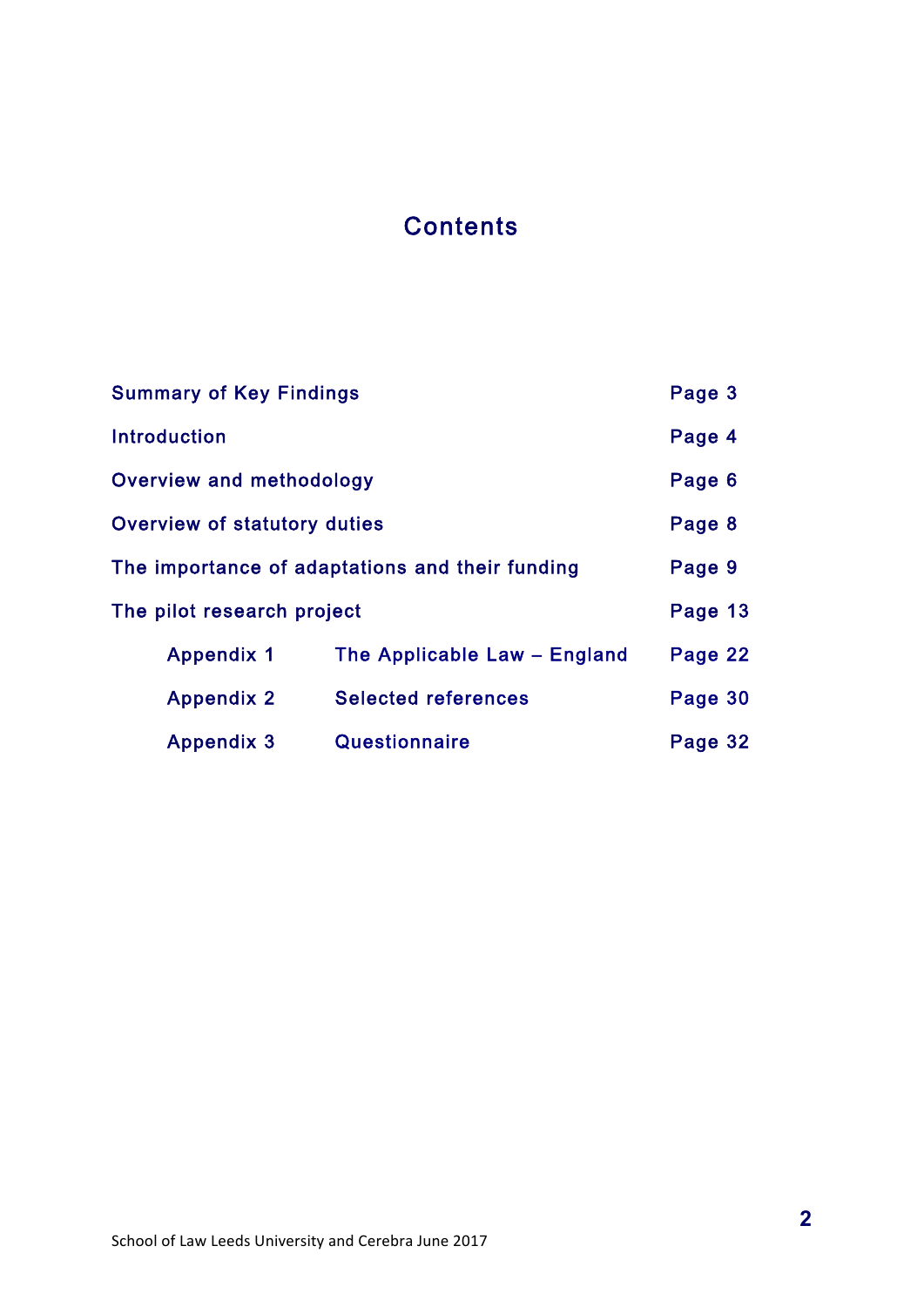# Contents

| | | |
|---|---|---|
| Summary of Key Findings | | Page 3 |
| Introduction | | Page 4 |
| Overview and methodology | | Page 6 |
| Overview of statutory duties | | Page 8 |
| The importance of adaptations and their funding | | Page 9 |
| The pilot research project | | Page 13 |
| Appendix 1 | The Applicable Law – England | Page 22 |
| Appendix 2 | Selected references | Page 30 |
| Appendix 3 | Questionnaire | Page 32 |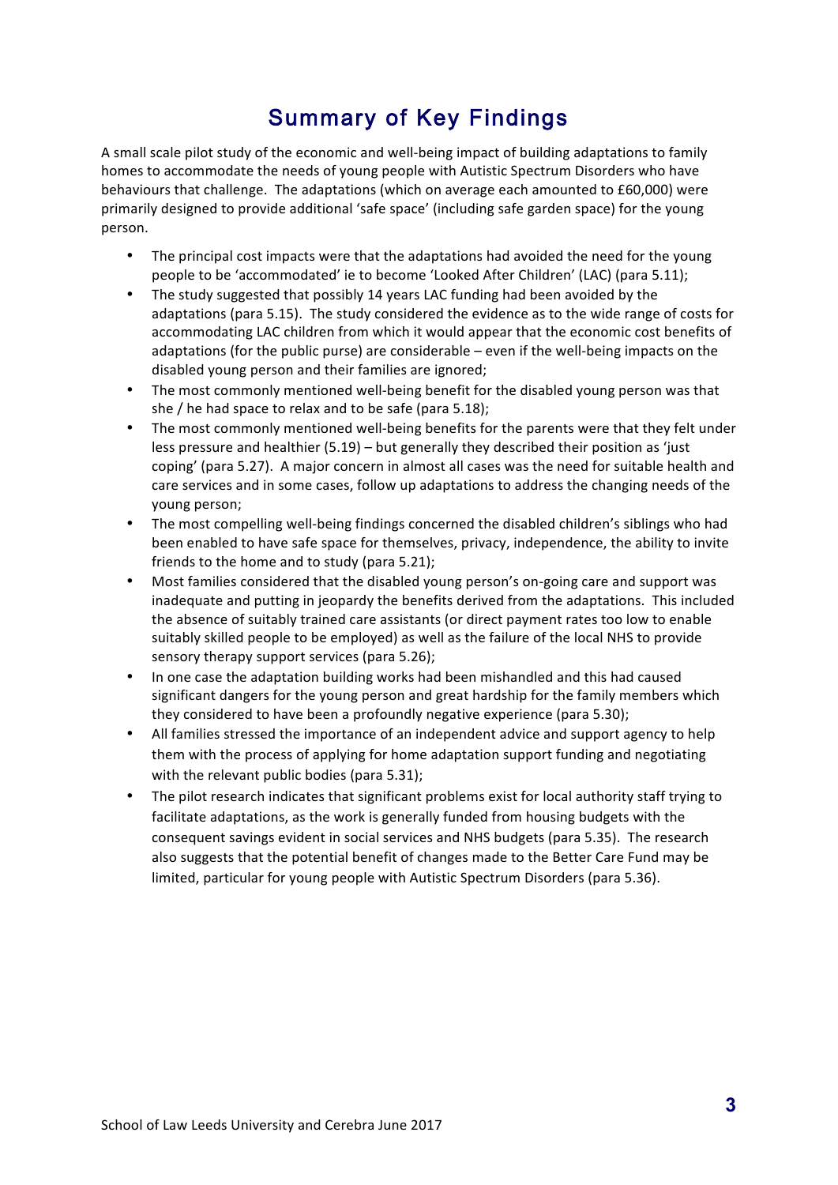# Summary of Key Findings

A small scale pilot study of the economic and well-being impact of building adaptations to family homes to accommodate the needs of young people with Autistic Spectrum Disorders who have behaviours that challenge. The adaptations (which on average each amounted to £60,000) were primarily designed to provide additional 'safe space' (including safe garden space) for the young person.

- The principal cost impacts were that the adaptations had avoided the need for the young people to be 'accommodated' ie to become 'Looked After Children' (LAC) (para 5.11);
- The study suggested that possibly 14 years LAC funding had been avoided by the adaptations (para 5.15). The study considered the evidence as to the wide range of costs for accommodating LAC children from which it would appear that the economic cost benefits of adaptations (for the public purse) are considerable – even if the well-being impacts on the disabled young person and their families are ignored;
- The most commonly mentioned well-being benefit for the disabled young person was that she / he had space to relax and to be safe (para 5.18);
- The most commonly mentioned well-being benefits for the parents were that they felt under less pressure and healthier (5.19) – but generally they described their position as 'just coping' (para 5.27). A major concern in almost all cases was the need for suitable health and care services and in some cases, follow up adaptations to address the changing needs of the young person;
- The most compelling well-being findings concerned the disabled children's siblings who had been enabled to have safe space for themselves, privacy, independence, the ability to invite friends to the home and to study (para 5.21);
- Most families considered that the disabled young person's on-going care and support was inadequate and putting in jeopardy the benefits derived from the adaptations. This included the absence of suitably trained care assistants (or direct payment rates too low to enable suitably skilled people to be employed) as well as the failure of the local NHS to provide sensory therapy support services (para 5.26);
- In one case the adaptation building works had been mishandled and this had caused significant dangers for the young person and great hardship for the family members which they considered to have been a profoundly negative experience (para 5.30);
- All families stressed the importance of an independent advice and support agency to help them with the process of applying for home adaptation support funding and negotiating with the relevant public bodies (para 5.31);
- The pilot research indicates that significant problems exist for local authority staff trying to facilitate adaptations, as the work is generally funded from housing budgets with the consequent savings evident in social services and NHS budgets (para 5.35). The research also suggests that the potential benefit of changes made to the Better Care Fund may be limited, particular for young people with Autistic Spectrum Disorders (para 5.36).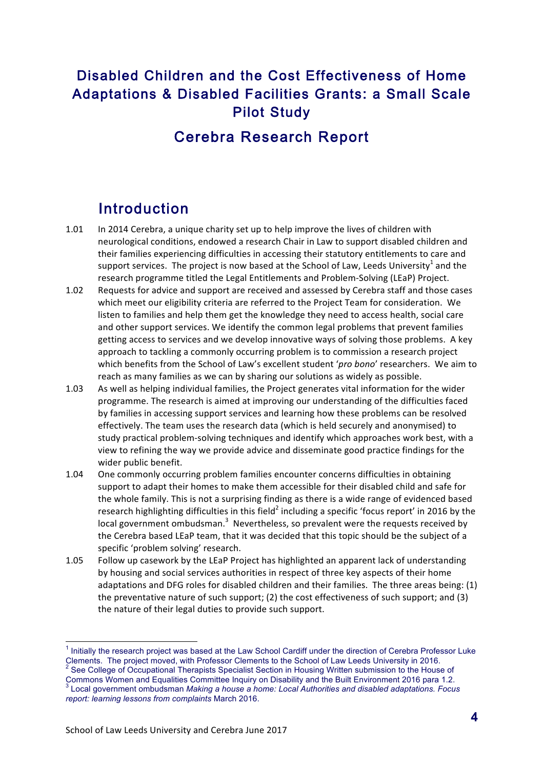# Disabled Children and the Cost Effectiveness of Home Adaptations & Disabled Facilities Grants: a Small Scale Pilot Study

## Cerebra Research Report

## Introduction

1.01 In 2014 Cerebra, a unique charity set up to help improve the lives of children with neurological conditions, endowed a research Chair in Law to support disabled children and their families experiencing difficulties in accessing their statutory entitlements to care and support services. The project is now based at the School of Law, Leeds University[1] and the research programme titled the Legal Entitlements and Problem-Solving (LEaP) Project.

1.02 Requests for advice and support are received and assessed by Cerebra staff and those cases which meet our eligibility criteria are referred to the Project Team for consideration. We listen to families and help them get the knowledge they need to access health, social care and other support services. We identify the common legal problems that prevent families getting access to services and we develop innovative ways of solving those problems. A key approach to tackling a commonly occurring problem is to commission a research project which benefits from the School of Law's excellent student '*pro bono*' researchers. We aim to reach as many families as we can by sharing our solutions as widely as possible.

1.03 As well as helping individual families, the Project generates vital information for the wider programme. The research is aimed at improving our understanding of the difficulties faced by families in accessing support services and learning how these problems can be resolved effectively. The team uses the research data (which is held securely and anonymised) to study practical problem-solving techniques and identify which approaches work best, with a view to refining the way we provide advice and disseminate good practice findings for the wider public benefit.

1.04 One commonly occurring problem families encounter concerns difficulties in obtaining support to adapt their homes to make them accessible for their disabled child and safe for the whole family. This is not a surprising finding as there is a wide range of evidenced based research highlighting difficulties in this field[2] including a specific 'focus report' in 2016 by the local government ombudsman.[3] Nevertheless, so prevalent were the requests received by the Cerebra based LEaP team, that it was decided that this topic should be the subject of a specific 'problem solving' research.

1.05 Follow up casework by the LEaP Project has highlighted an apparent lack of understanding by housing and social services authorities in respect of three key aspects of their home adaptations and DFG roles for disabled children and their families. The three areas being: (1) the preventative nature of such support; (2) the cost effectiveness of such support; and (3) the nature of their legal duties to provide such support.

---

[1] Initially the research project was based at the Law School Cardiff under the direction of Cerebra Professor Luke Clements. The project moved, with Professor Clements to the School of Law Leeds University in 2016.

[2] See College of Occupational Therapists Specialist Section in Housing Written submission to the House of Commons Women and Equalities Committee Inquiry on Disability and the Built Environment 2016 para 1.2.

[3] Local government ombudsman *Making a house a home: Local Authorities and disabled adaptations. Focus report: learning lessons from complaints* March 2016.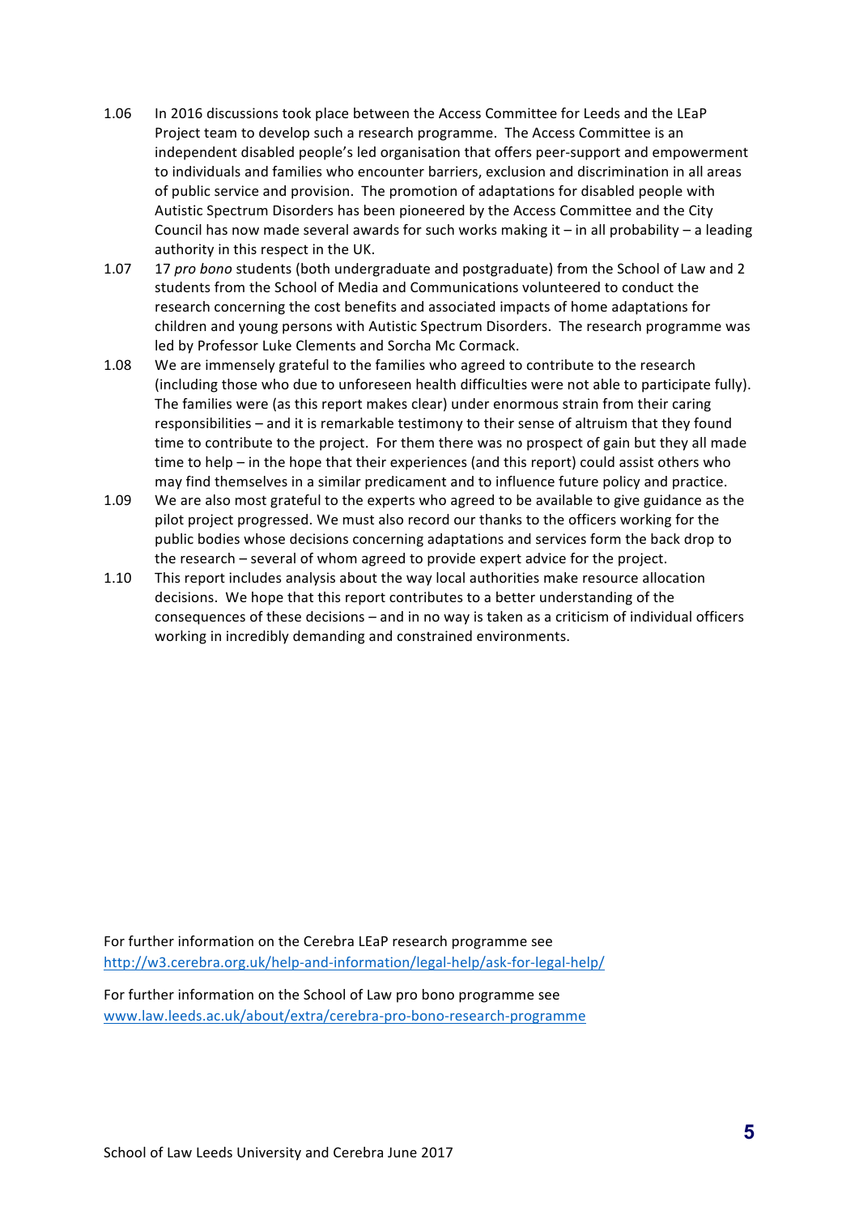1.06 In 2016 discussions took place between the Access Committee for Leeds and the LEaP Project team to develop such a research programme. The Access Committee is an independent disabled people's led organisation that offers peer-support and empowerment to individuals and families who encounter barriers, exclusion and discrimination in all areas of public service and provision. The promotion of adaptations for disabled people with Autistic Spectrum Disorders has been pioneered by the Access Committee and the City Council has now made several awards for such works making it – in all probability – a leading authority in this respect in the UK.

1.07 17 *pro bono* students (both undergraduate and postgraduate) from the School of Law and 2 students from the School of Media and Communications volunteered to conduct the research concerning the cost benefits and associated impacts of home adaptations for children and young persons with Autistic Spectrum Disorders. The research programme was led by Professor Luke Clements and Sorcha Mc Cormack.

1.08 We are immensely grateful to the families who agreed to contribute to the research (including those who due to unforeseen health difficulties were not able to participate fully). The families were (as this report makes clear) under enormous strain from their caring responsibilities – and it is remarkable testimony to their sense of altruism that they found time to contribute to the project. For them there was no prospect of gain but they all made time to help – in the hope that their experiences (and this report) could assist others who may find themselves in a similar predicament and to influence future policy and practice.

1.09 We are also most grateful to the experts who agreed to be available to give guidance as the pilot project progressed. We must also record our thanks to the officers working for the public bodies whose decisions concerning adaptations and services form the back drop to the research – several of whom agreed to provide expert advice for the project.

1.10 This report includes analysis about the way local authorities make resource allocation decisions. We hope that this report contributes to a better understanding of the consequences of these decisions – and in no way is taken as a criticism of individual officers working in incredibly demanding and constrained environments.

For further information on the Cerebra LEaP research programme see http://w3.cerebra.org.uk/help-and-information/legal-help/ask-for-legal-help/

For further information on the School of Law pro bono programme see www.law.leeds.ac.uk/about/extra/cerebra-pro-bono-research-programme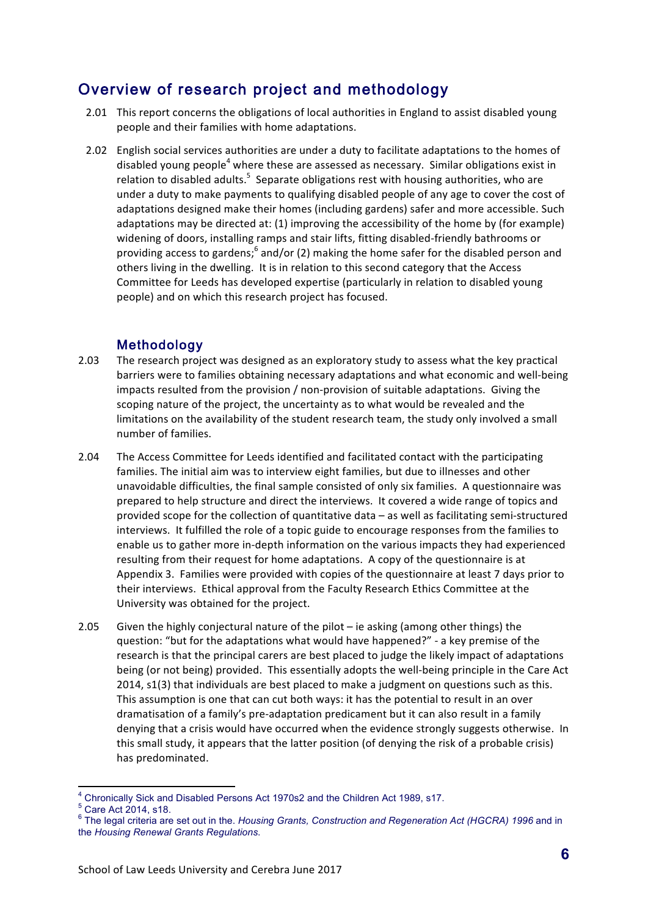## Overview of research project and methodology

2.01 This report concerns the obligations of local authorities in England to assist disabled young people and their families with home adaptations.

2.02 English social services authorities are under a duty to facilitate adaptations to the homes of disabled young people[4] where these are assessed as necessary. Similar obligations exist in relation to disabled adults.[5] Separate obligations rest with housing authorities, who are under a duty to make payments to qualifying disabled people of any age to cover the cost of adaptations designed make their homes (including gardens) safer and more accessible. Such adaptations may be directed at: (1) improving the accessibility of the home by (for example) widening of doors, installing ramps and stair lifts, fitting disabled-friendly bathrooms or providing access to gardens;[6] and/or (2) making the home safer for the disabled person and others living in the dwelling. It is in relation to this second category that the Access Committee for Leeds has developed expertise (particularly in relation to disabled young people) and on which this research project has focused.

### Methodology

2.03 The research project was designed as an exploratory study to assess what the key practical barriers were to families obtaining necessary adaptations and what economic and well-being impacts resulted from the provision / non-provision of suitable adaptations. Giving the scoping nature of the project, the uncertainty as to what would be revealed and the limitations on the availability of the student research team, the study only involved a small number of families.

2.04 The Access Committee for Leeds identified and facilitated contact with the participating families. The initial aim was to interview eight families, but due to illnesses and other unavoidable difficulties, the final sample consisted of only six families. A questionnaire was prepared to help structure and direct the interviews. It covered a wide range of topics and provided scope for the collection of quantitative data – as well as facilitating semi-structured interviews. It fulfilled the role of a topic guide to encourage responses from the families to enable us to gather more in-depth information on the various impacts they had experienced resulting from their request for home adaptations. A copy of the questionnaire is at Appendix 3. Families were provided with copies of the questionnaire at least 7 days prior to their interviews. Ethical approval from the Faculty Research Ethics Committee at the University was obtained for the project.

2.05 Given the highly conjectural nature of the pilot – ie asking (among other things) the question: "but for the adaptations what would have happened?" - a key premise of the research is that the principal carers are best placed to judge the likely impact of adaptations being (or not being) provided. This essentially adopts the well-being principle in the Care Act 2014, s1(3) that individuals are best placed to make a judgment on questions such as this. This assumption is one that can cut both ways: it has the potential to result in an over dramatisation of a family's pre-adaptation predicament but it can also result in a family denying that a crisis would have occurred when the evidence strongly suggests otherwise. In this small study, it appears that the latter position (of denying the risk of a probable crisis) has predominated.

---

[4] Chronically Sick and Disabled Persons Act 1970s2 and the Children Act 1989, s17.

[5] Care Act 2014, s18.

[6] The legal criteria are set out in the. *Housing Grants, Construction and Regeneration Act (HGCRA) 1996* and in the *Housing Renewal Grants Regulations.*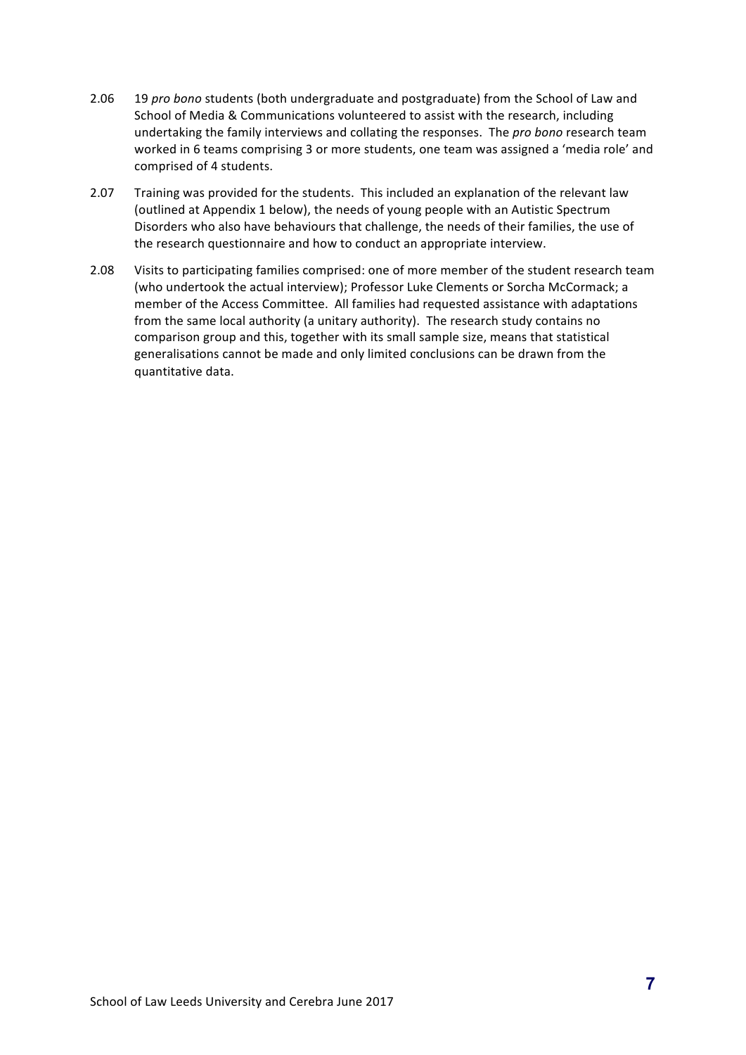2.06 19 *pro bono* students (both undergraduate and postgraduate) from the School of Law and School of Media & Communications volunteered to assist with the research, including undertaking the family interviews and collating the responses. The *pro bono* research team worked in 6 teams comprising 3 or more students, one team was assigned a 'media role' and comprised of 4 students.

2.07 Training was provided for the students. This included an explanation of the relevant law (outlined at Appendix 1 below), the needs of young people with an Autistic Spectrum Disorders who also have behaviours that challenge, the needs of their families, the use of the research questionnaire and how to conduct an appropriate interview.

2.08 Visits to participating families comprised: one of more member of the student research team (who undertook the actual interview); Professor Luke Clements or Sorcha McCormack; a member of the Access Committee. All families had requested assistance with adaptations from the same local authority (a unitary authority). The research study contains no comparison group and this, together with its small sample size, means that statistical generalisations cannot be made and only limited conclusions can be drawn from the quantitative data.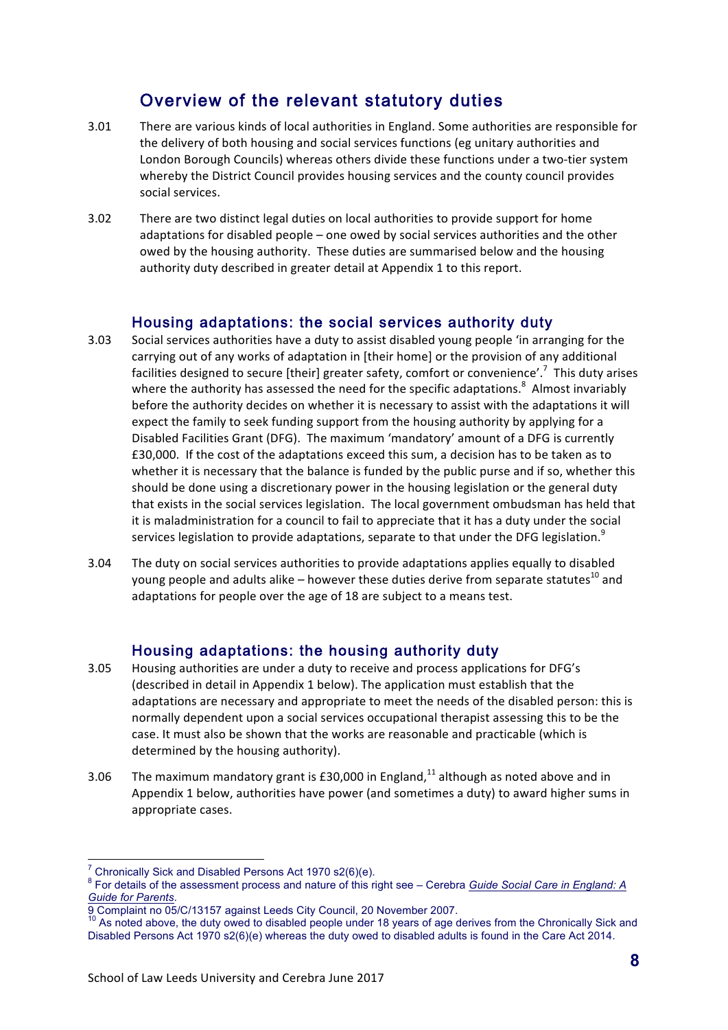## Overview of the relevant statutory duties

3.01 There are various kinds of local authorities in England. Some authorities are responsible for the delivery of both housing and social services functions (eg unitary authorities and London Borough Councils) whereas others divide these functions under a two-tier system whereby the District Council provides housing services and the county council provides social services.

3.02 There are two distinct legal duties on local authorities to provide support for home adaptations for disabled people – one owed by social services authorities and the other owed by the housing authority. These duties are summarised below and the housing authority duty described in greater detail at Appendix 1 to this report.

### Housing adaptations: the social services authority duty

3.03 Social services authorities have a duty to assist disabled young people 'in arranging for the carrying out of any works of adaptation in [their home] or the provision of any additional facilities designed to secure [their] greater safety, comfort or convenience'.[7] This duty arises where the authority has assessed the need for the specific adaptations.[8] Almost invariably before the authority decides on whether it is necessary to assist with the adaptations it will expect the family to seek funding support from the housing authority by applying for a Disabled Facilities Grant (DFG). The maximum 'mandatory' amount of a DFG is currently £30,000. If the cost of the adaptations exceed this sum, a decision has to be taken as to whether it is necessary that the balance is funded by the public purse and if so, whether this should be done using a discretionary power in the housing legislation or the general duty that exists in the social services legislation. The local government ombudsman has held that it is maladministration for a council to fail to appreciate that it has a duty under the social services legislation to provide adaptations, separate to that under the DFG legislation.[9]

3.04 The duty on social services authorities to provide adaptations applies equally to disabled young people and adults alike – however these duties derive from separate statutes[10] and adaptations for people over the age of 18 are subject to a means test.

### Housing adaptations: the housing authority duty

3.05 Housing authorities are under a duty to receive and process applications for DFG's (described in detail in Appendix 1 below). The application must establish that the adaptations are necessary and appropriate to meet the needs of the disabled person: this is normally dependent upon a social services occupational therapist assessing this to be the case. It must also be shown that the works are reasonable and practicable (which is determined by the housing authority).

3.06 The maximum mandatory grant is £30,000 in England,[11] although as noted above and in Appendix 1 below, authorities have power (and sometimes a duty) to award higher sums in appropriate cases.

---

[7] Chronically Sick and Disabled Persons Act 1970 s2(6)(e).

[8] For details of the assessment process and nature of this right see – Cerebra *Guide Social Care in England: A Guide for Parents*.

[9] Complaint no 05/C/13157 against Leeds City Council, 20 November 2007.

[10] As noted above, the duty owed to disabled people under 18 years of age derives from the Chronically Sick and Disabled Persons Act 1970 s2(6)(e) whereas the duty owed to disabled adults is found in the Care Act 2014.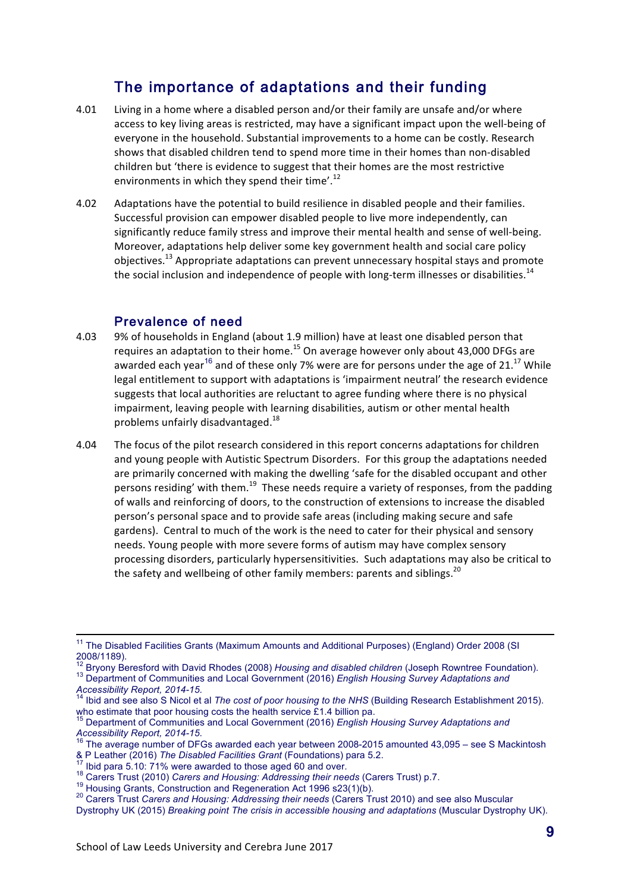## The importance of adaptations and their funding

4.01 Living in a home where a disabled person and/or their family are unsafe and/or where access to key living areas is restricted, may have a significant impact upon the well-being of everyone in the household. Substantial improvements to a home can be costly. Research shows that disabled children tend to spend more time in their homes than non-disabled children but 'there is evidence to suggest that their homes are the most restrictive environments in which they spend their time'.[12]

4.02 Adaptations have the potential to build resilience in disabled people and their families. Successful provision can empower disabled people to live more independently, can significantly reduce family stress and improve their mental health and sense of well-being. Moreover, adaptations help deliver some key government health and social care policy objectives.[13] Appropriate adaptations can prevent unnecessary hospital stays and promote the social inclusion and independence of people with long-term illnesses or disabilities.[14]

### Prevalence of need

4.03 9% of households in England (about 1.9 million) have at least one disabled person that requires an adaptation to their home.[15] On average however only about 43,000 DFGs are awarded each year[16] and of these only 7% were are for persons under the age of 21.[17] While legal entitlement to support with adaptations is 'impairment neutral' the research evidence suggests that local authorities are reluctant to agree funding where there is no physical impairment, leaving people with learning disabilities, autism or other mental health problems unfairly disadvantaged.[18]

4.04 The focus of the pilot research considered in this report concerns adaptations for children and young people with Autistic Spectrum Disorders. For this group the adaptations needed are primarily concerned with making the dwelling 'safe for the disabled occupant and other persons residing' with them.[19] These needs require a variety of responses, from the padding of walls and reinforcing of doors, to the construction of extensions to increase the disabled person's personal space and to provide safe areas (including making secure and safe gardens). Central to much of the work is the need to cater for their physical and sensory needs. Young people with more severe forms of autism may have complex sensory processing disorders, particularly hypersensitivities. Such adaptations may also be critical to the safety and wellbeing of other family members: parents and siblings.[20]

---

[11] The Disabled Facilities Grants (Maximum Amounts and Additional Purposes) (England) Order 2008 (SI 2008/1189).

[12] Bryony Beresford with David Rhodes (2008) *Housing and disabled children* (Joseph Rowntree Foundation).

[13] Department of Communities and Local Government (2016) *English Housing Survey Adaptations and Accessibility Report, 2014-15.*

[14] Ibid and see also S Nicol et al *The cost of poor housing to the NHS* (Building Research Establishment 2015). who estimate that poor housing costs the health service £1.4 billion pa.

[15] Department of Communities and Local Government (2016) *English Housing Survey Adaptations and Accessibility Report, 2014-15.*

[16] The average number of DFGs awarded each year between 2008-2015 amounted 43,095 – see S Mackintosh & P Leather (2016) *The Disabled Facilities Grant* (Foundations) para 5.2.

[17] Ibid para 5.10: 71% were awarded to those aged 60 and over.

[18] Carers Trust (2010) *Carers and Housing: Addressing their needs* (Carers Trust) p.7.

[19] Housing Grants, Construction and Regeneration Act 1996 s23(1)(b).

[20] Carers Trust *Carers and Housing: Addressing their needs* (Carers Trust 2010) and see also Muscular Dystrophy UK (2015) *Breaking point The crisis in accessible housing and adaptations* (Muscular Dystrophy UK).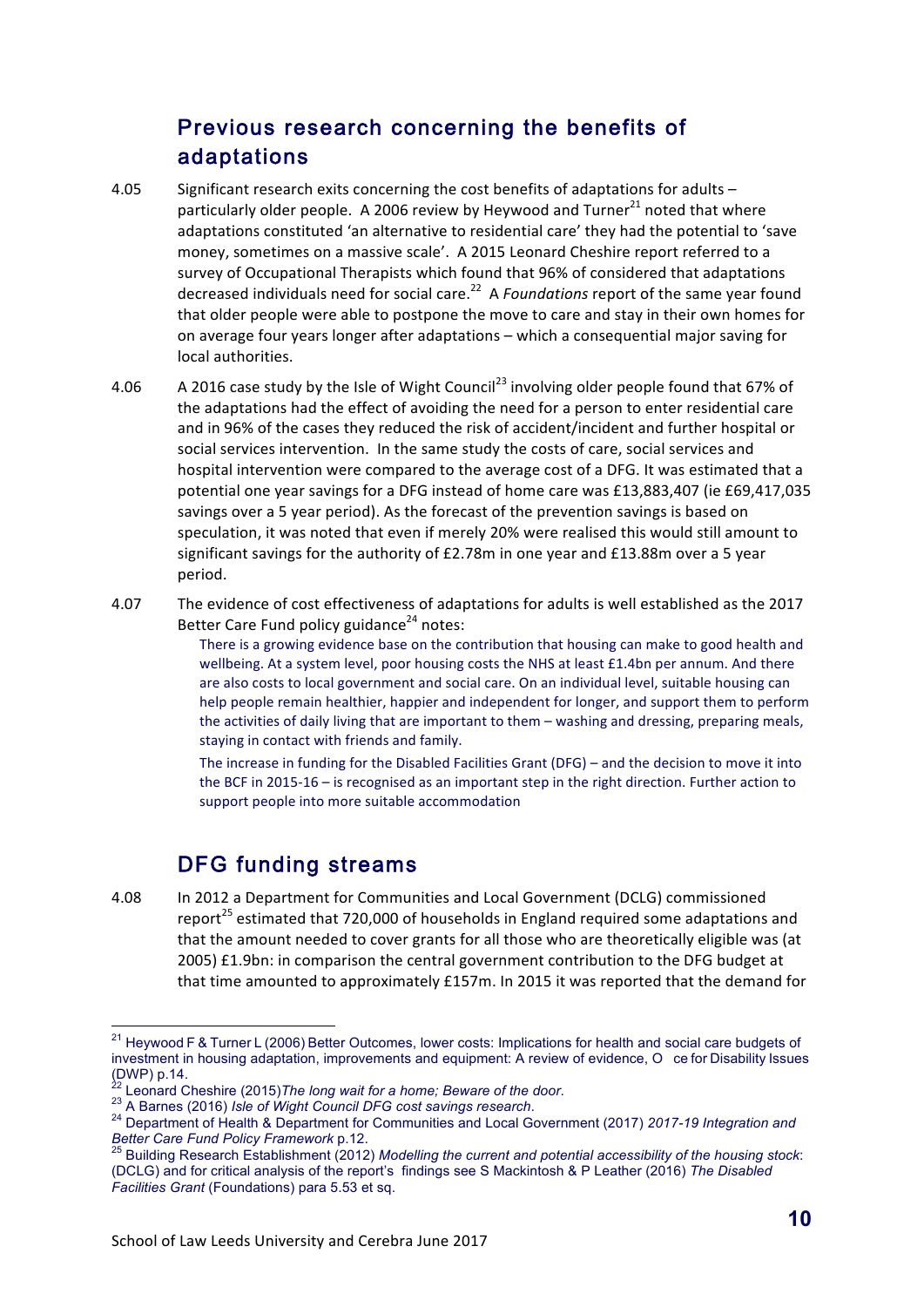## Previous research concerning the benefits of adaptations

4.05 Significant research exits concerning the cost benefits of adaptations for adults – particularly older people. A 2006 review by Heywood and Turner[21] noted that where adaptations constituted 'an alternative to residential care' they had the potential to 'save money, sometimes on a massive scale'. A 2015 Leonard Cheshire report referred to a survey of Occupational Therapists which found that 96% of considered that adaptations decreased individuals need for social care.[22] A *Foundations* report of the same year found that older people were able to postpone the move to care and stay in their own homes for on average four years longer after adaptations – which a consequential major saving for local authorities.

4.06 A 2016 case study by the Isle of Wight Council[23] involving older people found that 67% of the adaptations had the effect of avoiding the need for a person to enter residential care and in 96% of the cases they reduced the risk of accident/incident and further hospital or social services intervention. In the same study the costs of care, social services and hospital intervention were compared to the average cost of a DFG. It was estimated that a potential one year savings for a DFG instead of home care was £13,883,407 (ie £69,417,035 savings over a 5 year period). As the forecast of the prevention savings is based on speculation, it was noted that even if merely 20% were realised this would still amount to significant savings for the authority of £2.78m in one year and £13.88m over a 5 year period.

4.07 The evidence of cost effectiveness of adaptations for adults is well established as the 2017 Better Care Fund policy guidance[24] notes:

> There is a growing evidence base on the contribution that housing can make to good health and wellbeing. At a system level, poor housing costs the NHS at least £1.4bn per annum. And there are also costs to local government and social care. On an individual level, suitable housing can help people remain healthier, happier and independent for longer, and support them to perform the activities of daily living that are important to them – washing and dressing, preparing meals, staying in contact with friends and family.
>
> The increase in funding for the Disabled Facilities Grant (DFG) – and the decision to move it into the BCF in 2015-16 – is recognised as an important step in the right direction. Further action to support people into more suitable accommodation

## DFG funding streams

4.08 In 2012 a Department for Communities and Local Government (DCLG) commissioned report[25] estimated that 720,000 of households in England required some adaptations and that the amount needed to cover grants for all those who are theoretically eligible was (at 2005) £1.9bn: in comparison the central government contribution to the DFG budget at that time amounted to approximately £157m. In 2015 it was reported that the demand for

---

[21] Heywood F & Turner L (2006) Better Outcomes, lower costs: Implications for health and social care budgets of investment in housing adaptation, improvements and equipment: A review of evidence, O ce for Disability Issues (DWP) p.14.

[22] Leonard Cheshire (2015) *The long wait for a home; Beware of the door.*

[23] A Barnes (2016) *Isle of Wight Council DFG cost savings research.*

[24] Department of Health & Department for Communities and Local Government (2017) *2017-19 Integration and Better Care Fund Policy Framework* p.12.

[25] Building Research Establishment (2012) *Modelling the current and potential accessibility of the housing stock*: (DCLG) and for critical analysis of the report's findings see S Mackintosh & P Leather (2016) *The Disabled Facilities Grant* (Foundations) para 5.53 et sq.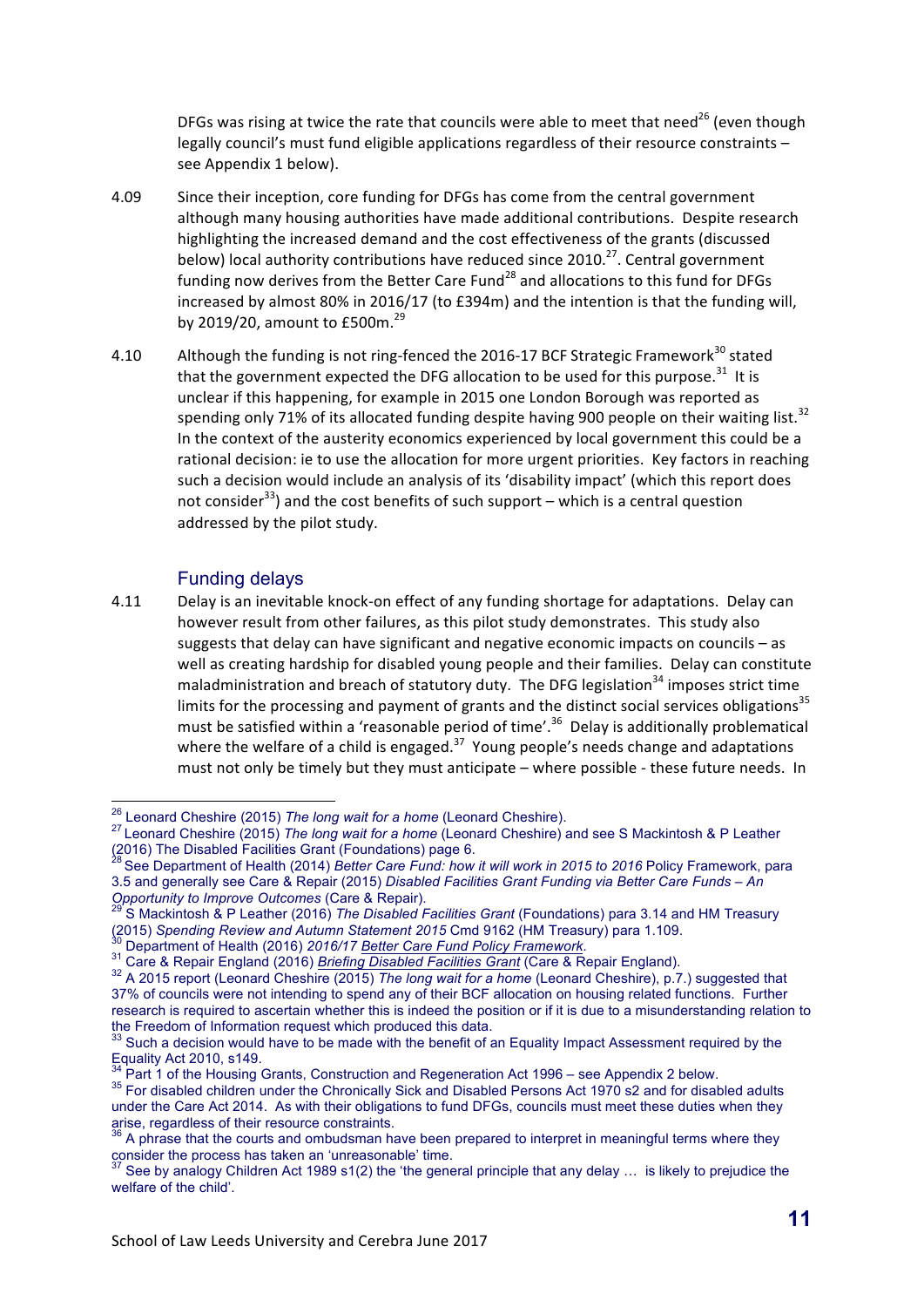DFGs was rising at twice the rate that councils were able to meet that need[26] (even though legally council's must fund eligible applications regardless of their resource constraints – see Appendix 1 below).

4.09 Since their inception, core funding for DFGs has come from the central government although many housing authorities have made additional contributions. Despite research highlighting the increased demand and the cost effectiveness of the grants (discussed below) local authority contributions have reduced since 2010.[27]. Central government funding now derives from the Better Care Fund[28] and allocations to this fund for DFGs increased by almost 80% in 2016/17 (to £394m) and the intention is that the funding will, by 2019/20, amount to £500m.[29]

4.10 Although the funding is not ring-fenced the 2016-17 BCF Strategic Framework[30] stated that the government expected the DFG allocation to be used for this purpose.[31] It is unclear if this happening, for example in 2015 one London Borough was reported as spending only 71% of its allocated funding despite having 900 people on their waiting list.[32] In the context of the austerity economics experienced by local government this could be a rational decision: ie to use the allocation for more urgent priorities. Key factors in reaching such a decision would include an analysis of its 'disability impact' (which this report does not consider[33]) and the cost benefits of such support – which is a central question addressed by the pilot study.

### Funding delays

4.11 Delay is an inevitable knock-on effect of any funding shortage for adaptations. Delay can however result from other failures, as this pilot study demonstrates. This study also suggests that delay can have significant and negative economic impacts on councils – as well as creating hardship for disabled young people and their families. Delay can constitute maladministration and breach of statutory duty. The DFG legislation[34] imposes strict time limits for the processing and payment of grants and the distinct social services obligations[35] must be satisfied within a 'reasonable period of time'.[36] Delay is additionally problematical where the welfare of a child is engaged.[37] Young people's needs change and adaptations must not only be timely but they must anticipate – where possible - these future needs. In

---

[26] Leonard Cheshire (2015) *The long wait for a home* (Leonard Cheshire).

[27] Leonard Cheshire (2015) *The long wait for a home* (Leonard Cheshire) and see S Mackintosh & P Leather (2016) The Disabled Facilities Grant (Foundations) page 6.

[28] See Department of Health (2014) *Better Care Fund: how it will work in 2015 to 2016* Policy Framework, para 3.5 and generally see Care & Repair (2015) *Disabled Facilities Grant Funding via Better Care Funds – An Opportunity to Improve Outcomes* (Care & Repair).

[29] S Mackintosh & P Leather (2016) *The Disabled Facilities Grant* (Foundations) para 3.14 and HM Treasury (2015) *Spending Review and Autumn Statement 2015* Cmd 9162 (HM Treasury) para 1.109.

[30] Department of Health (2016) *2016/17 Better Care Fund Policy Framework*.

[31] Care & Repair England (2016) *Briefing Disabled Facilities Grant* (Care & Repair England).

[32] A 2015 report (Leonard Cheshire (2015) *The long wait for a home* (Leonard Cheshire), p.7.) suggested that 37% of councils were not intending to spend any of their BCF allocation on housing related functions. Further research is required to ascertain whether this is indeed the position or if it is due to a misunderstanding relation to the Freedom of Information request which produced this data.

[33] Such a decision would have to be made with the benefit of an Equality Impact Assessment required by the Equality Act 2010, s149.

[34] Part 1 of the Housing Grants, Construction and Regeneration Act 1996 – see Appendix 2 below.

[35] For disabled children under the Chronically Sick and Disabled Persons Act 1970 s2 and for disabled adults under the Care Act 2014. As with their obligations to fund DFGs, councils must meet these duties when they arise, regardless of their resource constraints.

[36] A phrase that the courts and ombudsman have been prepared to interpret in meaningful terms where they consider the process has taken an 'unreasonable' time.

[37] See by analogy Children Act 1989 s1(2) the 'the general principle that any delay … is likely to prejudice the welfare of the child'.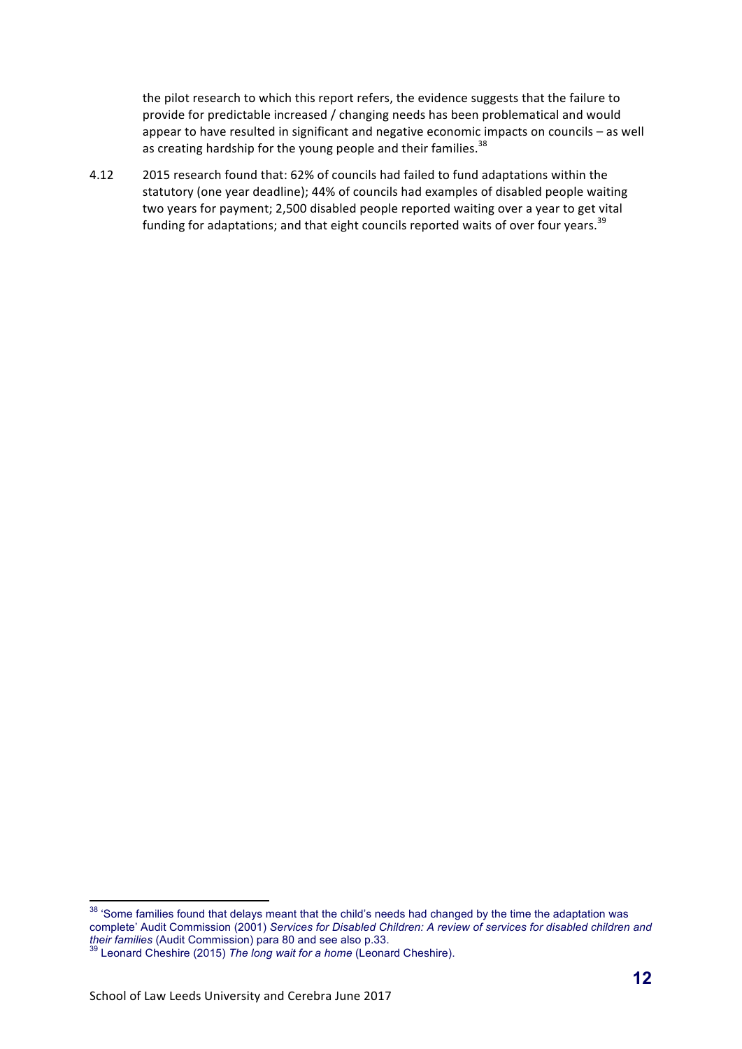the pilot research to which this report refers, the evidence suggests that the failure to provide for predictable increased / changing needs has been problematical and would appear to have resulted in significant and negative economic impacts on councils – as well as creating hardship for the young people and their families.[38]

4.12 2015 research found that: 62% of councils had failed to fund adaptations within the statutory (one year deadline); 44% of councils had examples of disabled people waiting two years for payment; 2,500 disabled people reported waiting over a year to get vital funding for adaptations; and that eight councils reported waits of over four years.[39]

---

[38] 'Some families found that delays meant that the child's needs had changed by the time the adaptation was complete' Audit Commission (2001) *Services for Disabled Children: A review of services for disabled children and their families* (Audit Commission) para 80 and see also p.33.

[39] Leonard Cheshire (2015) *The long wait for a home* (Leonard Cheshire).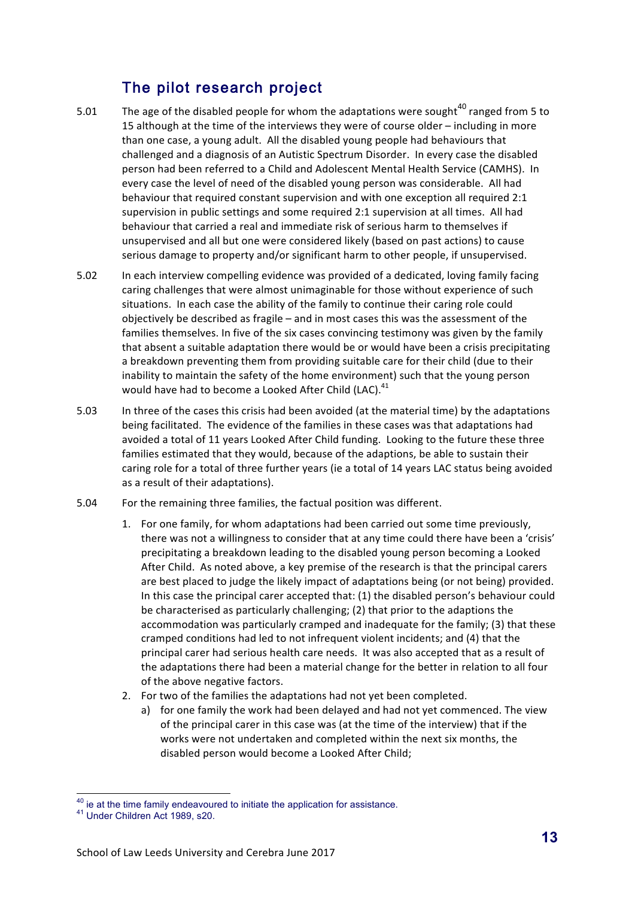## The pilot research project

5.01 The age of the disabled people for whom the adaptations were sought[40] ranged from 5 to 15 although at the time of the interviews they were of course older – including in more than one case, a young adult. All the disabled young people had behaviours that challenged and a diagnosis of an Autistic Spectrum Disorder. In every case the disabled person had been referred to a Child and Adolescent Mental Health Service (CAMHS). In every case the level of need of the disabled young person was considerable. All had behaviour that required constant supervision and with one exception all required 2:1 supervision in public settings and some required 2:1 supervision at all times. All had behaviour that carried a real and immediate risk of serious harm to themselves if unsupervised and all but one were considered likely (based on past actions) to cause serious damage to property and/or significant harm to other people, if unsupervised.

5.02 In each interview compelling evidence was provided of a dedicated, loving family facing caring challenges that were almost unimaginable for those without experience of such situations. In each case the ability of the family to continue their caring role could objectively be described as fragile – and in most cases this was the assessment of the families themselves. In five of the six cases convincing testimony was given by the family that absent a suitable adaptation there would be or would have been a crisis precipitating a breakdown preventing them from providing suitable care for their child (due to their inability to maintain the safety of the home environment) such that the young person would have had to become a Looked After Child (LAC).[41]

5.03 In three of the cases this crisis had been avoided (at the material time) by the adaptations being facilitated. The evidence of the families in these cases was that adaptations had avoided a total of 11 years Looked After Child funding. Looking to the future these three families estimated that they would, because of the adaptions, be able to sustain their caring role for a total of three further years (ie a total of 14 years LAC status being avoided as a result of their adaptations).

5.04 For the remaining three families, the factual position was different.

1. For one family, for whom adaptations had been carried out some time previously, there was not a willingness to consider that at any time could there have been a 'crisis' precipitating a breakdown leading to the disabled young person becoming a Looked After Child. As noted above, a key premise of the research is that the principal carers are best placed to judge the likely impact of adaptations being (or not being) provided. In this case the principal carer accepted that: (1) the disabled person's behaviour could be characterised as particularly challenging; (2) that prior to the adaptions the accommodation was particularly cramped and inadequate for the family; (3) that these cramped conditions had led to not infrequent violent incidents; and (4) that the principal carer had serious health care needs. It was also accepted that as a result of the adaptations there had been a material change for the better in relation to all four of the above negative factors.
2. For two of the families the adaptations had not yet been completed.
   a) for one family the work had been delayed and had not yet commenced. The view of the principal carer in this case was (at the time of the interview) that if the works were not undertaken and completed within the next six months, the disabled person would become a Looked After Child;

---

[40] ie at the time family endeavoured to initiate the application for assistance.

[41] Under Children Act 1989, s20.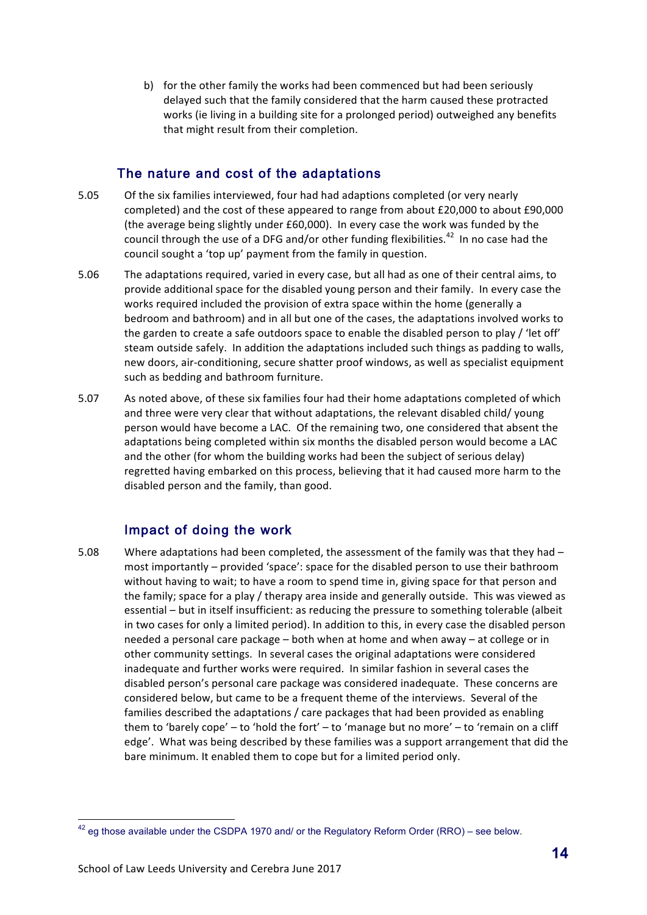b) for the other family the works had been commenced but had been seriously delayed such that the family considered that the harm caused these protracted works (ie living in a building site for a prolonged period) outweighed any benefits that might result from their completion.

## The nature and cost of the adaptations

5.05 Of the six families interviewed, four had had adaptions completed (or very nearly completed) and the cost of these appeared to range from about £20,000 to about £90,000 (the average being slightly under £60,000). In every case the work was funded by the council through the use of a DFG and/or other funding flexibilities.[42] In no case had the council sought a 'top up' payment from the family in question.

5.06 The adaptations required, varied in every case, but all had as one of their central aims, to provide additional space for the disabled young person and their family. In every case the works required included the provision of extra space within the home (generally a bedroom and bathroom) and in all but one of the cases, the adaptations involved works to the garden to create a safe outdoors space to enable the disabled person to play / 'let off' steam outside safely. In addition the adaptations included such things as padding to walls, new doors, air-conditioning, secure shatter proof windows, as well as specialist equipment such as bedding and bathroom furniture.

5.07 As noted above, of these six families four had their home adaptations completed of which and three were very clear that without adaptations, the relevant disabled child/ young person would have become a LAC. Of the remaining two, one considered that absent the adaptations being completed within six months the disabled person would become a LAC and the other (for whom the building works had been the subject of serious delay) regretted having embarked on this process, believing that it had caused more harm to the disabled person and the family, than good.

## Impact of doing the work

5.08 Where adaptations had been completed, the assessment of the family was that they had – most importantly – provided 'space': space for the disabled person to use their bathroom without having to wait; to have a room to spend time in, giving space for that person and the family; space for a play / therapy area inside and generally outside. This was viewed as essential – but in itself insufficient: as reducing the pressure to something tolerable (albeit in two cases for only a limited period). In addition to this, in every case the disabled person needed a personal care package – both when at home and when away – at college or in other community settings. In several cases the original adaptations were considered inadequate and further works were required. In similar fashion in several cases the disabled person's personal care package was considered inadequate. These concerns are considered below, but came to be a frequent theme of the interviews. Several of the families described the adaptations / care packages that had been provided as enabling them to 'barely cope' – to 'hold the fort' – to 'manage but no more' – to 'remain on a cliff edge'. What was being described by these families was a support arrangement that did the bare minimum. It enabled them to cope but for a limited period only.

---

[42] eg those available under the CSDPA 1970 and/ or the Regulatory Reform Order (RRO) – see below.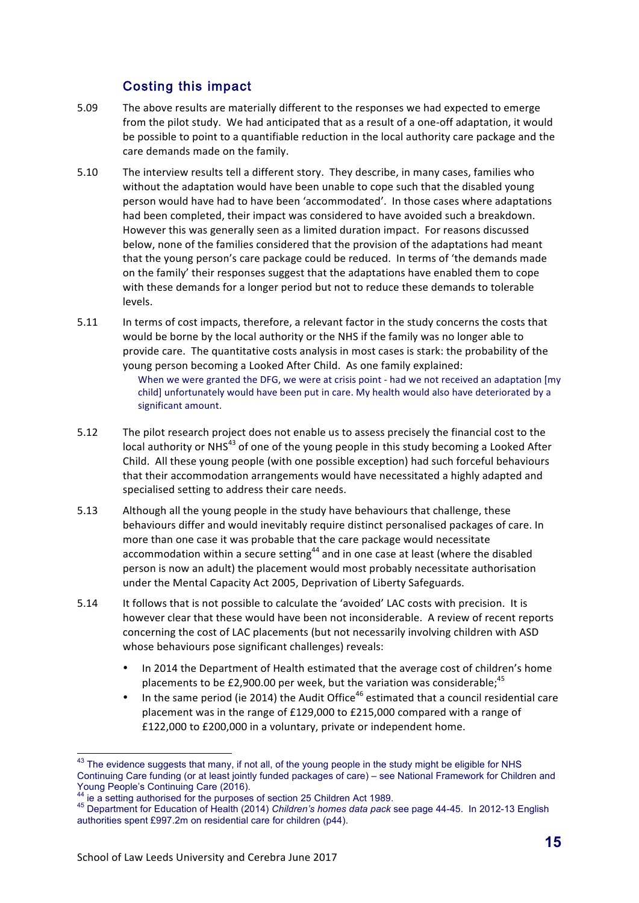### Costing this impact

5.09 The above results are materially different to the responses we had expected to emerge from the pilot study. We had anticipated that as a result of a one-off adaptation, it would be possible to point to a quantifiable reduction in the local authority care package and the care demands made on the family.

5.10 The interview results tell a different story. They describe, in many cases, families who without the adaptation would have been unable to cope such that the disabled young person would have had to have been 'accommodated'. In those cases where adaptations had been completed, their impact was considered to have avoided such a breakdown. However this was generally seen as a limited duration impact. For reasons discussed below, none of the families considered that the provision of the adaptations had meant that the young person's care package could be reduced. In terms of 'the demands made on the family' their responses suggest that the adaptations have enabled them to cope with these demands for a longer period but not to reduce these demands to tolerable levels.

5.11 In terms of cost impacts, therefore, a relevant factor in the study concerns the costs that would be borne by the local authority or the NHS if the family was no longer able to provide care. The quantitative costs analysis in most cases is stark: the probability of the young person becoming a Looked After Child. As one family explained:

> When we were granted the DFG, we were at crisis point - had we not received an adaptation [my child] unfortunately would have been put in care. My health would also have deteriorated by a significant amount.

5.12 The pilot research project does not enable us to assess precisely the financial cost to the local authority or NHS[43] of one of the young people in this study becoming a Looked After Child. All these young people (with one possible exception) had such forceful behaviours that their accommodation arrangements would have necessitated a highly adapted and specialised setting to address their care needs.

5.13 Although all the young people in the study have behaviours that challenge, these behaviours differ and would inevitably require distinct personalised packages of care. In more than one case it was probable that the care package would necessitate accommodation within a secure setting[44] and in one case at least (where the disabled person is now an adult) the placement would most probably necessitate authorisation under the Mental Capacity Act 2005, Deprivation of Liberty Safeguards.

5.14 It follows that is not possible to calculate the 'avoided' LAC costs with precision. It is however clear that these would have been not inconsiderable. A review of recent reports concerning the cost of LAC placements (but not necessarily involving children with ASD whose behaviours pose significant challenges) reveals:

- In 2014 the Department of Health estimated that the average cost of children's home placements to be £2,900.00 per week, but the variation was considerable;[45]
- In the same period (ie 2014) the Audit Office[46] estimated that a council residential care placement was in the range of £129,000 to £215,000 compared with a range of £122,000 to £200,000 in a voluntary, private or independent home.

---

[43] The evidence suggests that many, if not all, of the young people in the study might be eligible for NHS Continuing Care funding (or at least jointly funded packages of care) – see National Framework for Children and Young People's Continuing Care (2016).

[44] ie a setting authorised for the purposes of section 25 Children Act 1989.

[45] Department for Education of Health (2014) *Children's homes data pack* see page 44-45. In 2012-13 English authorities spent £997.2m on residential care for children (p44).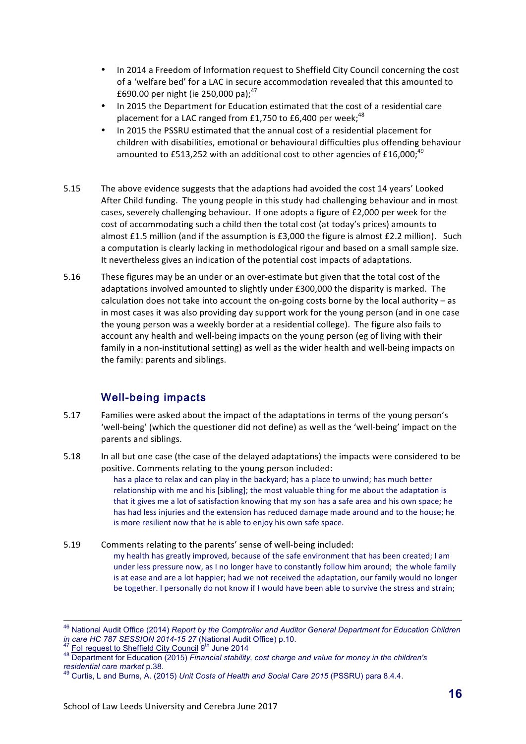- In 2014 a Freedom of Information request to Sheffield City Council concerning the cost of a 'welfare bed' for a LAC in secure accommodation revealed that this amounted to £690.00 per night (ie 250,000 pa);[47]
- In 2015 the Department for Education estimated that the cost of a residential care placement for a LAC ranged from £1,750 to £6,400 per week;[48]
- In 2015 the PSSRU estimated that the annual cost of a residential placement for children with disabilities, emotional or behavioural difficulties plus offending behaviour amounted to £513,252 with an additional cost to other agencies of £16,000;[49]

5.15 The above evidence suggests that the adaptions had avoided the cost 14 years' Looked After Child funding. The young people in this study had challenging behaviour and in most cases, severely challenging behaviour. If one adopts a figure of £2,000 per week for the cost of accommodating such a child then the total cost (at today's prices) amounts to almost £1.5 million (and if the assumption is £3,000 the figure is almost £2.2 million). Such a computation is clearly lacking in methodological rigour and based on a small sample size. It nevertheless gives an indication of the potential cost impacts of adaptations.

5.16 These figures may be an under or an over-estimate but given that the total cost of the adaptations involved amounted to slightly under £300,000 the disparity is marked. The calculation does not take into account the on-going costs borne by the local authority – as in most cases it was also providing day support work for the young person (and in one case the young person was a weekly border at a residential college). The figure also fails to account any health and well-being impacts on the young person (eg of living with their family in a non-institutional setting) as well as the wider health and well-being impacts on the family: parents and siblings.

## Well-being impacts

5.17 Families were asked about the impact of the adaptations in terms of the young person's 'well-being' (which the questioner did not define) as well as the 'well-being' impact on the parents and siblings.

5.18 In all but one case (the case of the delayed adaptations) the impacts were considered to be positive. Comments relating to the young person included:

> has a place to relax and can play in the backyard; has a place to unwind; has much better relationship with me and his [sibling]; the most valuable thing for me about the adaptation is that it gives me a lot of satisfaction knowing that my son has a safe area and his own space; he has had less injuries and the extension has reduced damage made around and to the house; he is more resilient now that he is able to enjoy his own safe space.

5.19 Comments relating to the parents' sense of well-being included:

> my health has greatly improved, because of the safe environment that has been created; I am under less pressure now, as I no longer have to constantly follow him around; the whole family is at ease and are a lot happier; had we not received the adaptation, our family would no longer be together. I personally do not know if I would have been able to survive the stress and strain;

---

[46] National Audit Office (2014) *Report by the Comptroller and Auditor General Department for Education Children in care HC 787 SESSION 2014-15 27* (National Audit Office) p.10.

[47] FoI request to Sheffield City Council 9th June 2014

[48] Department for Education (2015) *Financial stability, cost charge and value for money in the children's residential care market* p.38.

[49] Curtis, L and Burns, A. (2015) *Unit Costs of Health and Social Care 2015* (PSSRU) para 8.4.4.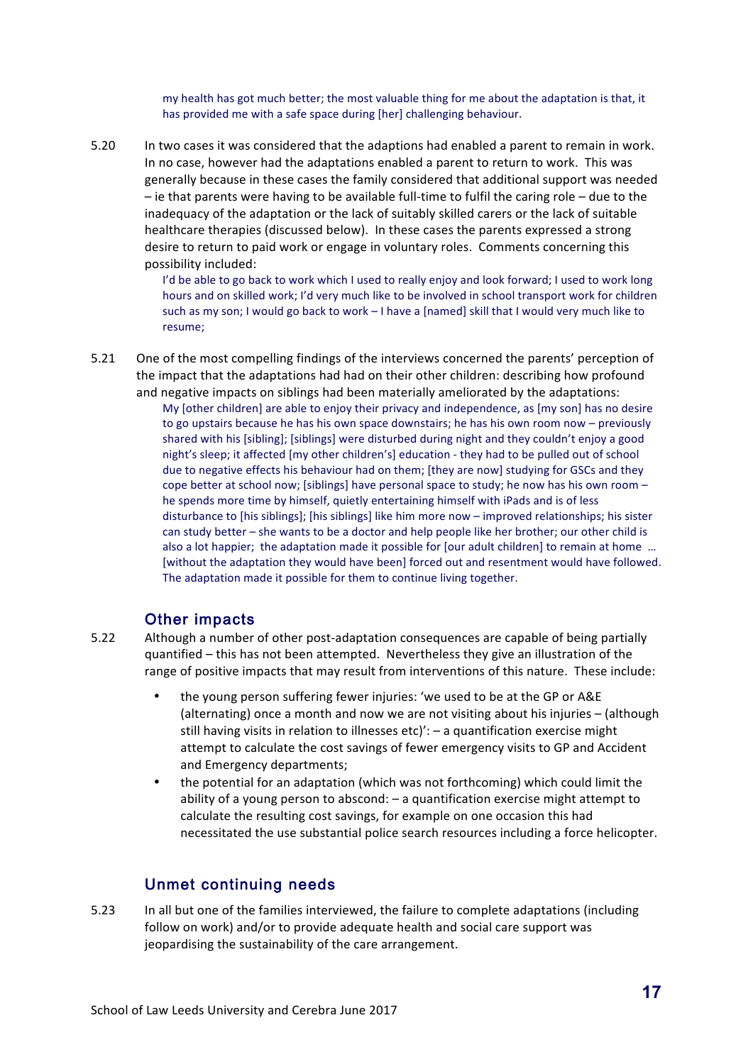my health has got much better; the most valuable thing for me about the adaptation is that, it has provided me with a safe space during [her] challenging behaviour.

5.20 In two cases it was considered that the adaptions had enabled a parent to remain in work. In no case, however had the adaptations enabled a parent to return to work. This was generally because in these cases the family considered that additional support was needed – ie that parents were having to be available full-time to fulfil the caring role – due to the inadequacy of the adaptation or the lack of suitably skilled carers or the lack of suitable healthcare therapies (discussed below). In these cases the parents expressed a strong desire to return to paid work or engage in voluntary roles. Comments concerning this possibility included:

> I'd be able to go back to work which I used to really enjoy and look forward; I used to work long hours and on skilled work; I'd very much like to be involved in school transport work for children such as my son; I would go back to work – I have a [named] skill that I would very much like to resume;

5.21 One of the most compelling findings of the interviews concerned the parents' perception of the impact that the adaptations had had on their other children: describing how profound and negative impacts on siblings had been materially ameliorated by the adaptations:

> My [other children] are able to enjoy their privacy and independence, as [my son] has no desire to go upstairs because he has his own space downstairs; he has his own room now – previously shared with his [sibling]; [siblings] were disturbed during night and they couldn't enjoy a good night's sleep; it affected [my other children's] education - they had to be pulled out of school due to negative effects his behaviour had on them; [they are now] studying for GSCs and they cope better at school now; [siblings] have personal space to study; he now has his own room – he spends more time by himself, quietly entertaining himself with iPads and is of less disturbance to [his siblings]; [his siblings] like him more now – improved relationships; his sister can study better – she wants to be a doctor and help people like her brother; our other child is also a lot happier; the adaptation made it possible for [our adult children] to remain at home … [without the adaptation they would have been] forced out and resentment would have followed. The adaptation made it possible for them to continue living together.

## Other impacts

5.22 Although a number of other post-adaptation consequences are capable of being partially quantified – this has not been attempted. Nevertheless they give an illustration of the range of positive impacts that may result from interventions of this nature. These include:

- the young person suffering fewer injuries: 'we used to be at the GP or A&E (alternating) once a month and now we are not visiting about his injuries – (although still having visits in relation to illnesses etc)': – a quantification exercise might attempt to calculate the cost savings of fewer emergency visits to GP and Accident and Emergency departments;
- the potential for an adaptation (which was not forthcoming) which could limit the ability of a young person to abscond: – a quantification exercise might attempt to calculate the resulting cost savings, for example on one occasion this had necessitated the use substantial police search resources including a force helicopter.

## Unmet continuing needs

5.23 In all but one of the families interviewed, the failure to complete adaptations (including follow on work) and/or to provide adequate health and social care support was jeopardising the sustainability of the care arrangement.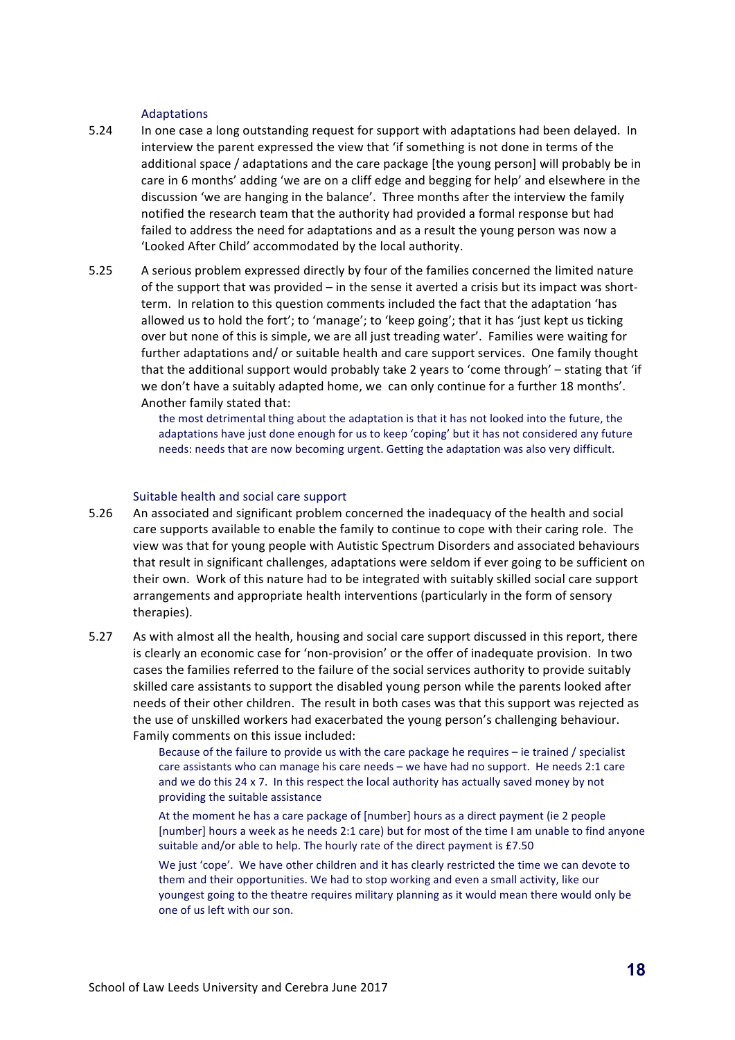### Adaptations

5.24 In one case a long outstanding request for support with adaptations had been delayed. In interview the parent expressed the view that 'if something is not done in terms of the additional space / adaptations and the care package [the young person] will probably be in care in 6 months' adding 'we are on a cliff edge and begging for help' and elsewhere in the discussion 'we are hanging in the balance'. Three months after the interview the family notified the research team that the authority had provided a formal response but had failed to address the need for adaptations and as a result the young person was now a 'Looked After Child' accommodated by the local authority.

5.25 A serious problem expressed directly by four of the families concerned the limited nature of the support that was provided – in the sense it averted a crisis but its impact was short-term. In relation to this question comments included the fact that the adaptation 'has allowed us to hold the fort'; to 'manage'; to 'keep going'; that it has 'just kept us ticking over but none of this is simple, we are all just treading water'. Families were waiting for further adaptations and/ or suitable health and care support services. One family thought that the additional support would probably take 2 years to 'come through' – stating that 'if we don't have a suitably adapted home, we can only continue for a further 18 months'. Another family stated that:

> the most detrimental thing about the adaptation is that it has not looked into the future, the adaptations have just done enough for us to keep 'coping' but it has not considered any future needs: needs that are now becoming urgent. Getting the adaptation was also very difficult.

### Suitable health and social care support

5.26 An associated and significant problem concerned the inadequacy of the health and social care supports available to enable the family to continue to cope with their caring role. The view was that for young people with Autistic Spectrum Disorders and associated behaviours that result in significant challenges, adaptations were seldom if ever going to be sufficient on their own. Work of this nature had to be integrated with suitably skilled social care support arrangements and appropriate health interventions (particularly in the form of sensory therapies).

5.27 As with almost all the health, housing and social care support discussed in this report, there is clearly an economic case for 'non-provision' or the offer of inadequate provision. In two cases the families referred to the failure of the social services authority to provide suitably skilled care assistants to support the disabled young person while the parents looked after needs of their other children. The result in both cases was that this support was rejected as the use of unskilled workers had exacerbated the young person's challenging behaviour. Family comments on this issue included:

> Because of the failure to provide us with the care package he requires – ie trained / specialist care assistants who can manage his care needs – we have had no support. He needs 2:1 care and we do this 24 x 7. In this respect the local authority has actually saved money by not providing the suitable assistance

> At the moment he has a care package of [number] hours as a direct payment (ie 2 people [number] hours a week as he needs 2:1 care) but for most of the time I am unable to find anyone suitable and/or able to help. The hourly rate of the direct payment is £7.50

> We just 'cope'. We have other children and it has clearly restricted the time we can devote to them and their opportunities. We had to stop working and even a small activity, like our youngest going to the theatre requires military planning as it would mean there would only be one of us left with our son.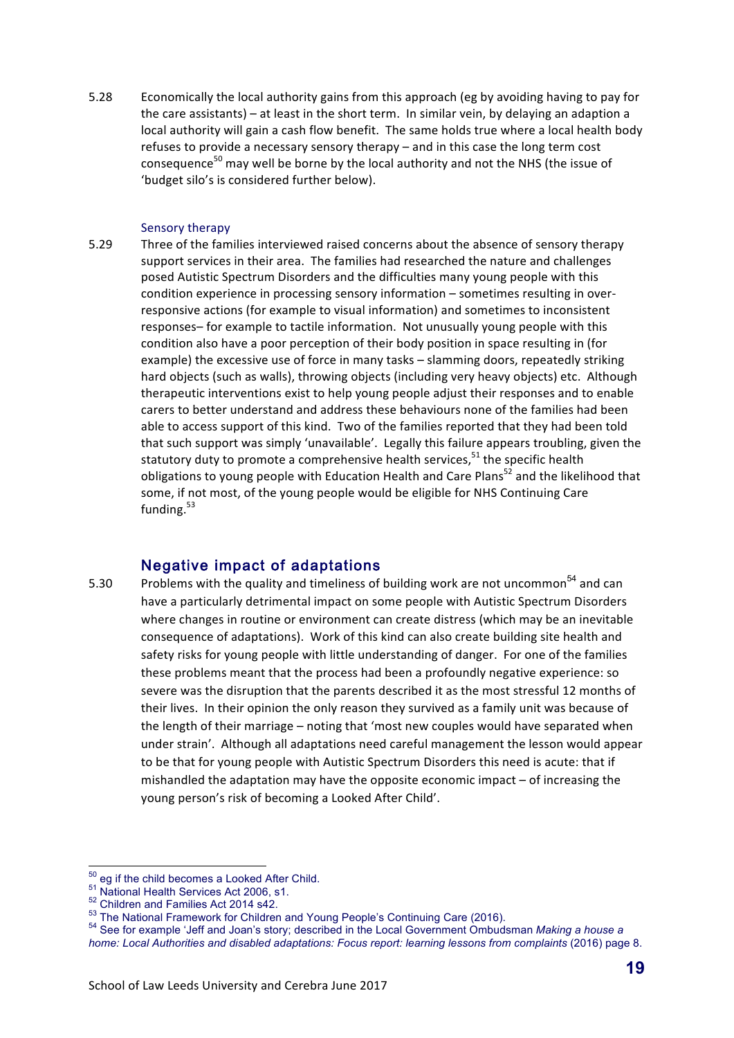5.28 Economically the local authority gains from this approach (eg by avoiding having to pay for the care assistants) – at least in the short term. In similar vein, by delaying an adaption a local authority will gain a cash flow benefit. The same holds true where a local health body refuses to provide a necessary sensory therapy – and in this case the long term cost consequence[50] may well be borne by the local authority and not the NHS (the issue of 'budget silo's is considered further below).

### Sensory therapy

5.29 Three of the families interviewed raised concerns about the absence of sensory therapy support services in their area. The families had researched the nature and challenges posed Autistic Spectrum Disorders and the difficulties many young people with this condition experience in processing sensory information – sometimes resulting in over-responsive actions (for example to visual information) and sometimes to inconsistent responses– for example to tactile information. Not unusually young people with this condition also have a poor perception of their body position in space resulting in (for example) the excessive use of force in many tasks – slamming doors, repeatedly striking hard objects (such as walls), throwing objects (including very heavy objects) etc. Although therapeutic interventions exist to help young people adjust their responses and to enable carers to better understand and address these behaviours none of the families had been able to access support of this kind. Two of the families reported that they had been told that such support was simply 'unavailable'. Legally this failure appears troubling, given the statutory duty to promote a comprehensive health services,[51] the specific health obligations to young people with Education Health and Care Plans[52] and the likelihood that some, if not most, of the young people would be eligible for NHS Continuing Care funding.[53]

## Negative impact of adaptations

5.30 Problems with the quality and timeliness of building work are not uncommon[54] and can have a particularly detrimental impact on some people with Autistic Spectrum Disorders where changes in routine or environment can create distress (which may be an inevitable consequence of adaptations). Work of this kind can also create building site health and safety risks for young people with little understanding of danger. For one of the families these problems meant that the process had been a profoundly negative experience: so severe was the disruption that the parents described it as the most stressful 12 months of their lives. In their opinion the only reason they survived as a family unit was because of the length of their marriage – noting that 'most new couples would have separated when under strain'. Although all adaptations need careful management the lesson would appear to be that for young people with Autistic Spectrum Disorders this need is acute: that if mishandled the adaptation may have the opposite economic impact – of increasing the young person's risk of becoming a Looked After Child'.

---

[50] eg if the child becomes a Looked After Child.

[51] National Health Services Act 2006, s1.

[52] Children and Families Act 2014 s42.

[53] The National Framework for Children and Young People's Continuing Care (2016).

[54] See for example 'Jeff and Joan's story; described in the Local Government Ombudsman *Making a house a home: Local Authorities and disabled adaptations: Focus report: learning lessons from complaints* (2016) page 8.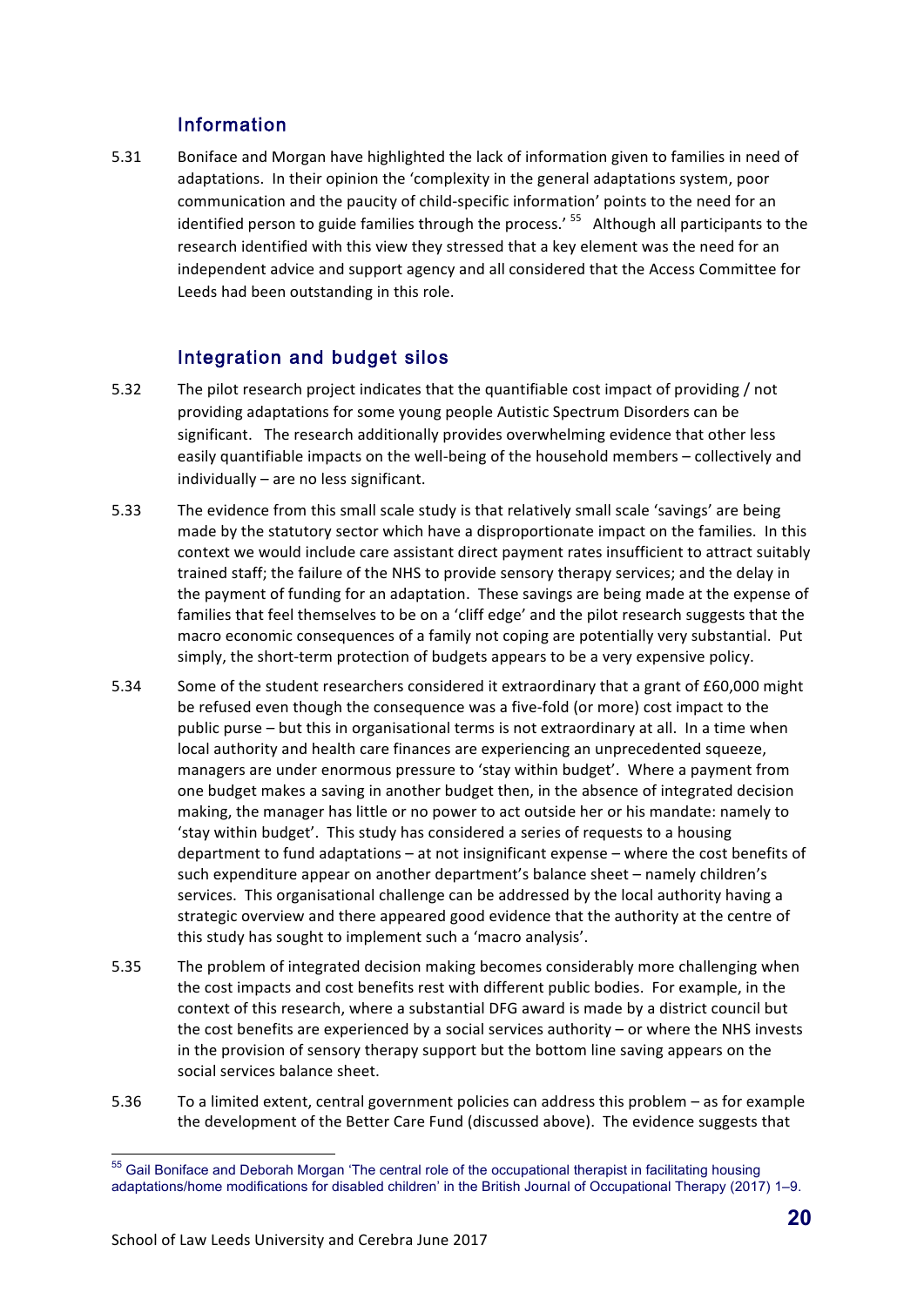## Information

5.31 Boniface and Morgan have highlighted the lack of information given to families in need of adaptations. In their opinion the 'complexity in the general adaptations system, poor communication and the paucity of child-specific information' points to the need for an identified person to guide families through the process.' [55] Although all participants to the research identified with this view they stressed that a key element was the need for an independent advice and support agency and all considered that the Access Committee for Leeds had been outstanding in this role.

## Integration and budget silos

5.32 The pilot research project indicates that the quantifiable cost impact of providing / not providing adaptations for some young people Autistic Spectrum Disorders can be significant. The research additionally provides overwhelming evidence that other less easily quantifiable impacts on the well-being of the household members – collectively and individually – are no less significant.

5.33 The evidence from this small scale study is that relatively small scale 'savings' are being made by the statutory sector which have a disproportionate impact on the families. In this context we would include care assistant direct payment rates insufficient to attract suitably trained staff; the failure of the NHS to provide sensory therapy services; and the delay in the payment of funding for an adaptation. These savings are being made at the expense of families that feel themselves to be on a 'cliff edge' and the pilot research suggests that the macro economic consequences of a family not coping are potentially very substantial. Put simply, the short-term protection of budgets appears to be a very expensive policy.

5.34 Some of the student researchers considered it extraordinary that a grant of £60,000 might be refused even though the consequence was a five-fold (or more) cost impact to the public purse – but this in organisational terms is not extraordinary at all. In a time when local authority and health care finances are experiencing an unprecedented squeeze, managers are under enormous pressure to 'stay within budget'. Where a payment from one budget makes a saving in another budget then, in the absence of integrated decision making, the manager has little or no power to act outside her or his mandate: namely to 'stay within budget'. This study has considered a series of requests to a housing department to fund adaptations – at not insignificant expense – where the cost benefits of such expenditure appear on another department's balance sheet – namely children's services. This organisational challenge can be addressed by the local authority having a strategic overview and there appeared good evidence that the authority at the centre of this study has sought to implement such a 'macro analysis'.

5.35 The problem of integrated decision making becomes considerably more challenging when the cost impacts and cost benefits rest with different public bodies. For example, in the context of this research, where a substantial DFG award is made by a district council but the cost benefits are experienced by a social services authority – or where the NHS invests in the provision of sensory therapy support but the bottom line saving appears on the social services balance sheet.

5.36 To a limited extent, central government policies can address this problem – as for example the development of the Better Care Fund (discussed above). The evidence suggests that

---

[55] Gail Boniface and Deborah Morgan 'The central role of the occupational therapist in facilitating housing adaptations/home modifications for disabled children' in the British Journal of Occupational Therapy (2017) 1–9.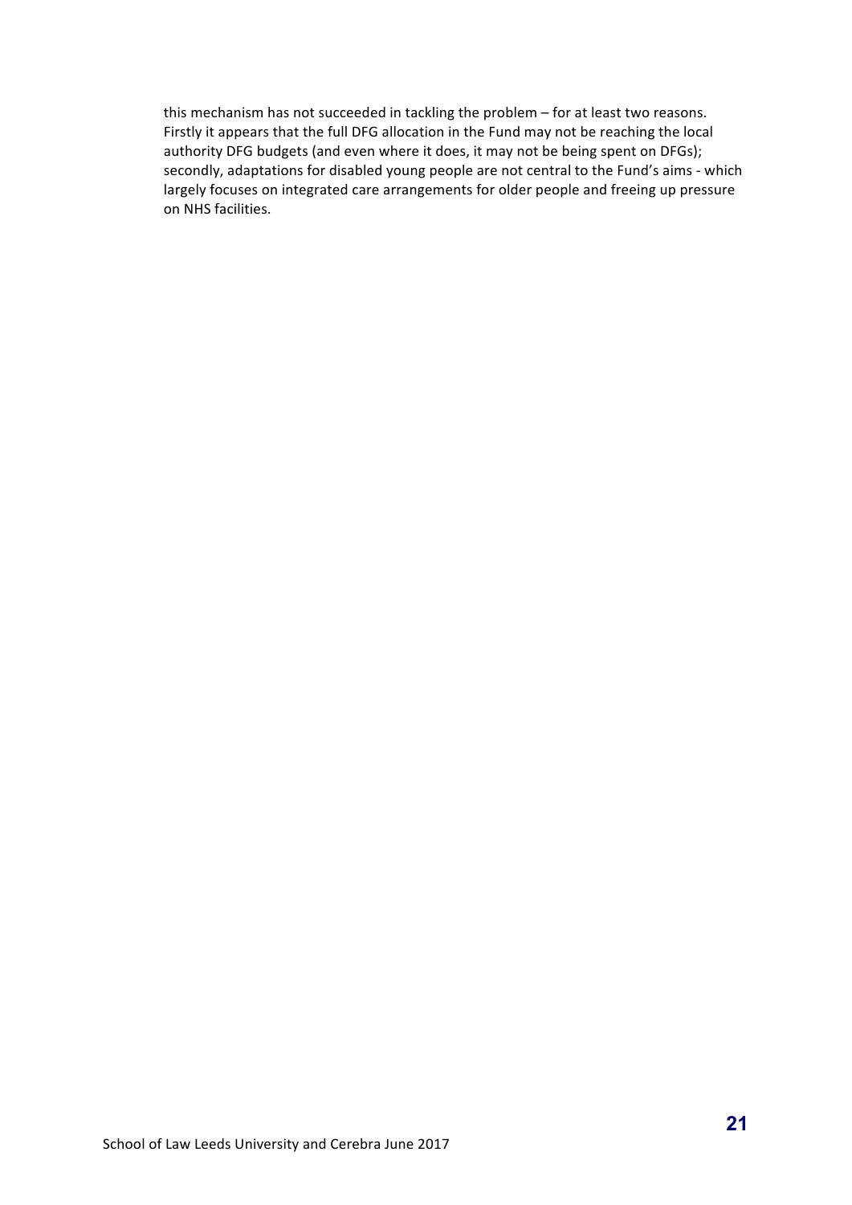this mechanism has not succeeded in tackling the problem – for at least two reasons. Firstly it appears that the full DFG allocation in the Fund may not be reaching the local authority DFG budgets (and even where it does, it may not be being spent on DFGs); secondly, adaptations for disabled young people are not central to the Fund's aims - which largely focuses on integrated care arrangements for older people and freeing up pressure on NHS facilities.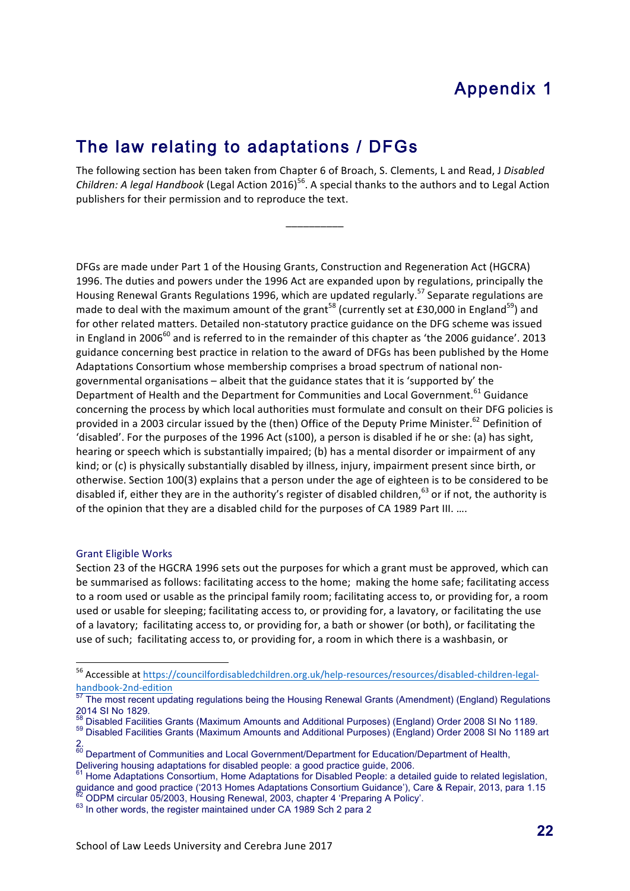# Appendix 1

## The law relating to adaptations / DFGs

The following section has been taken from Chapter 6 of Broach, S. Clements, L and Read, J *Disabled Children: A legal Handbook* (Legal Action 2016)[56]. A special thanks to the authors and to Legal Action publishers for their permission and to reproduce the text.

__________

DFGs are made under Part 1 of the Housing Grants, Construction and Regeneration Act (HGCRA) 1996. The duties and powers under the 1996 Act are expanded upon by regulations, principally the Housing Renewal Grants Regulations 1996, which are updated regularly.[57] Separate regulations are made to deal with the maximum amount of the grant[58] (currently set at £30,000 in England[59]) and for other related matters. Detailed non-statutory practice guidance on the DFG scheme was issued in England in 2006[60] and is referred to in the remainder of this chapter as 'the 2006 guidance'. 2013 guidance concerning best practice in relation to the award of DFGs has been published by the Home Adaptations Consortium whose membership comprises a broad spectrum of national non-governmental organisations – albeit that the guidance states that it is 'supported by' the Department of Health and the Department for Communities and Local Government.[61] Guidance concerning the process by which local authorities must formulate and consult on their DFG policies is provided in a 2003 circular issued by the (then) Office of the Deputy Prime Minister.[62] Definition of 'disabled'. For the purposes of the 1996 Act (s100), a person is disabled if he or she: (a) has sight, hearing or speech which is substantially impaired; (b) has a mental disorder or impairment of any kind; or (c) is physically substantially disabled by illness, injury, impairment present since birth, or otherwise. Section 100(3) explains that a person under the age of eighteen is to be considered to be disabled if, either they are in the authority's register of disabled children,[63] or if not, the authority is of the opinion that they are a disabled child for the purposes of CA 1989 Part III. ….

### Grant Eligible Works

Section 23 of the HGCRA 1996 sets out the purposes for which a grant must be approved, which can be summarised as follows: facilitating access to the home; making the home safe; facilitating access to a room used or usable as the principal family room; facilitating access to, or providing for, a room used or usable for sleeping; facilitating access to, or providing for, a lavatory, or facilitating the use of a lavatory; facilitating access to, or providing for, a bath or shower (or both), or facilitating the use of such; facilitating access to, or providing for, a room in which there is a washbasin, or

---

[56] Accessible at https://councilfordisabledchildren.org.uk/help-resources/resources/disabled-children-legal-handbook-2nd-edition

[57] The most recent updating regulations being the Housing Renewal Grants (Amendment) (England) Regulations 2014 SI No 1829.

[58] Disabled Facilities Grants (Maximum Amounts and Additional Purposes) (England) Order 2008 SI No 1189.

[59] Disabled Facilities Grants (Maximum Amounts and Additional Purposes) (England) Order 2008 SI No 1189 art 2.

[60] Department of Communities and Local Government/Department for Education/Department of Health, Delivering housing adaptations for disabled people: a good practice guide, 2006.

[61] Home Adaptations Consortium, Home Adaptations for Disabled People: a detailed guide to related legislation, guidance and good practice ('2013 Homes Adaptations Consortium Guidance'), Care & Repair, 2013, para 1.15

[62] ODPM circular 05/2003, Housing Renewal, 2003, chapter 4 'Preparing A Policy'.

[63] In other words, the register maintained under CA 1989 Sch 2 para 2

School of Law Leeds University and Cerebra June 2017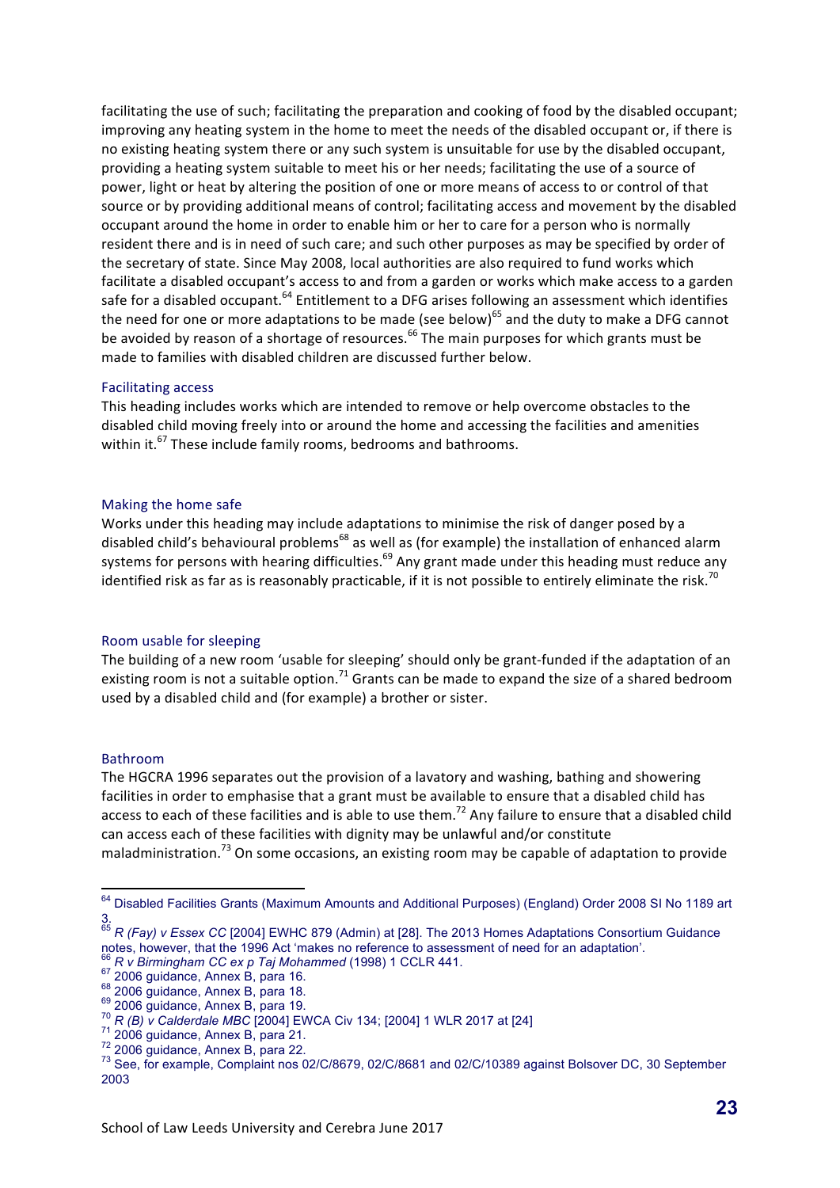facilitating the use of such; facilitating the preparation and cooking of food by the disabled occupant; improving any heating system in the home to meet the needs of the disabled occupant or, if there is no existing heating system there or any such system is unsuitable for use by the disabled occupant, providing a heating system suitable to meet his or her needs; facilitating the use of a source of power, light or heat by altering the position of one or more means of access to or control of that source or by providing additional means of control; facilitating access and movement by the disabled occupant around the home in order to enable him or her to care for a person who is normally resident there and is in need of such care; and such other purposes as may be specified by order of the secretary of state. Since May 2008, local authorities are also required to fund works which facilitate a disabled occupant's access to and from a garden or works which make access to a garden safe for a disabled occupant.[64] Entitlement to a DFG arises following an assessment which identifies the need for one or more adaptations to be made (see below)[65] and the duty to make a DFG cannot be avoided by reason of a shortage of resources.[66] The main purposes for which grants must be made to families with disabled children are discussed further below.

### Facilitating access

This heading includes works which are intended to remove or help overcome obstacles to the disabled child moving freely into or around the home and accessing the facilities and amenities within it.[67] These include family rooms, bedrooms and bathrooms.

### Making the home safe

Works under this heading may include adaptations to minimise the risk of danger posed by a disabled child's behavioural problems[68] as well as (for example) the installation of enhanced alarm systems for persons with hearing difficulties.[69] Any grant made under this heading must reduce any identified risk as far as is reasonably practicable, if it is not possible to entirely eliminate the risk.[70]

### Room usable for sleeping

The building of a new room 'usable for sleeping' should only be grant-funded if the adaptation of an existing room is not a suitable option.[71] Grants can be made to expand the size of a shared bedroom used by a disabled child and (for example) a brother or sister.

### Bathroom

The HGCRA 1996 separates out the provision of a lavatory and washing, bathing and showering facilities in order to emphasise that a grant must be available to ensure that a disabled child has access to each of these facilities and is able to use them.[72] Any failure to ensure that a disabled child can access each of these facilities with dignity may be unlawful and/or constitute maladministration.[73] On some occasions, an existing room may be capable of adaptation to provide

---

[64] Disabled Facilities Grants (Maximum Amounts and Additional Purposes) (England) Order 2008 SI No 1189 art 3.

[65] *R (Fay) v Essex CC* [2004] EWHC 879 (Admin) at [28]. The 2013 Homes Adaptations Consortium Guidance notes, however, that the 1996 Act 'makes no reference to assessment of need for an adaptation'.

[66] *R v Birmingham CC ex p Taj Mohammed* (1998) 1 CCLR 441.

[67] 2006 guidance, Annex B, para 16.

[68] 2006 guidance, Annex B, para 18.

[69] 2006 guidance, Annex B, para 19.

[70] *R (B) v Calderdale MBC* [2004] EWCA Civ 134; [2004] 1 WLR 2017 at [24]

[71] 2006 guidance, Annex B, para 21.

[72] 2006 guidance, Annex B, para 22.

[73] See, for example, Complaint nos 02/C/8679, 02/C/8681 and 02/C/10389 against Bolsover DC, 30 September 2003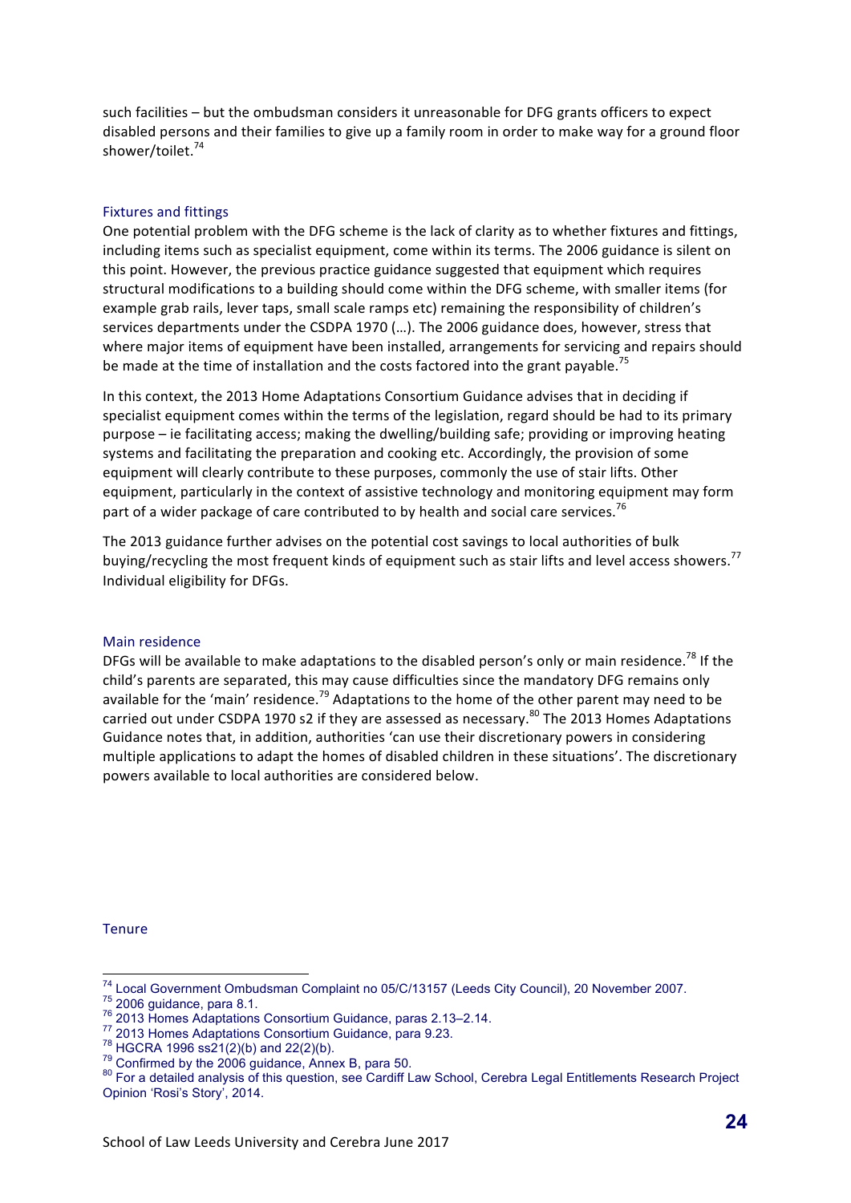such facilities – but the ombudsman considers it unreasonable for DFG grants officers to expect disabled persons and their families to give up a family room in order to make way for a ground floor shower/toilet.[74]

### Fixtures and fittings

One potential problem with the DFG scheme is the lack of clarity as to whether fixtures and fittings, including items such as specialist equipment, come within its terms. The 2006 guidance is silent on this point. However, the previous practice guidance suggested that equipment which requires structural modifications to a building should come within the DFG scheme, with smaller items (for example grab rails, lever taps, small scale ramps etc) remaining the responsibility of children's services departments under the CSDPA 1970 (…). The 2006 guidance does, however, stress that where major items of equipment have been installed, arrangements for servicing and repairs should be made at the time of installation and the costs factored into the grant payable.[75]

In this context, the 2013 Home Adaptations Consortium Guidance advises that in deciding if specialist equipment comes within the terms of the legislation, regard should be had to its primary purpose – ie facilitating access; making the dwelling/building safe; providing or improving heating systems and facilitating the preparation and cooking etc. Accordingly, the provision of some equipment will clearly contribute to these purposes, commonly the use of stair lifts. Other equipment, particularly in the context of assistive technology and monitoring equipment may form part of a wider package of care contributed to by health and social care services.[76]

The 2013 guidance further advises on the potential cost savings to local authorities of bulk buying/recycling the most frequent kinds of equipment such as stair lifts and level access showers.[77] Individual eligibility for DFGs.

### Main residence

DFGs will be available to make adaptations to the disabled person's only or main residence.[78] If the child's parents are separated, this may cause difficulties since the mandatory DFG remains only available for the 'main' residence.[79] Adaptations to the home of the other parent may need to be carried out under CSDPA 1970 s2 if they are assessed as necessary.[80] The 2013 Homes Adaptations Guidance notes that, in addition, authorities 'can use their discretionary powers in considering multiple applications to adapt the homes of disabled children in these situations'. The discretionary powers available to local authorities are considered below.

### Tenure

---

[74] Local Government Ombudsman Complaint no 05/C/13157 (Leeds City Council), 20 November 2007.

[75] 2006 guidance, para 8.1.

[76] 2013 Homes Adaptations Consortium Guidance, paras 2.13–2.14.

[77] 2013 Homes Adaptations Consortium Guidance, para 9.23.

[78] HGCRA 1996 ss21(2)(b) and 22(2)(b).

[79] Confirmed by the 2006 guidance, Annex B, para 50.

[80] For a detailed analysis of this question, see Cardiff Law School, Cerebra Legal Entitlements Research Project Opinion 'Rosi's Story', 2014.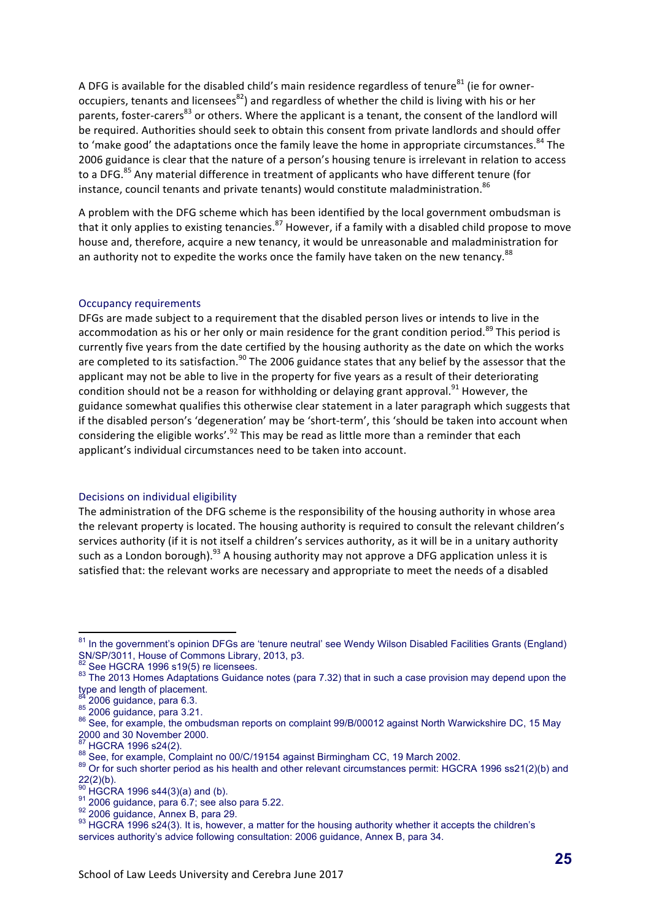A DFG is available for the disabled child's main residence regardless of tenure[81] (ie for owner-occupiers, tenants and licensees[82]) and regardless of whether the child is living with his or her parents, foster-carers[83] or others. Where the applicant is a tenant, the consent of the landlord will be required. Authorities should seek to obtain this consent from private landlords and should offer to 'make good' the adaptations once the family leave the home in appropriate circumstances.[84] The 2006 guidance is clear that the nature of a person's housing tenure is irrelevant in relation to access to a DFG.[85] Any material difference in treatment of applicants who have different tenure (for instance, council tenants and private tenants) would constitute maladministration.[86]

A problem with the DFG scheme which has been identified by the local government ombudsman is that it only applies to existing tenancies.[87] However, if a family with a disabled child propose to move house and, therefore, acquire a new tenancy, it would be unreasonable and maladministration for an authority not to expedite the works once the family have taken on the new tenancy.[88]

### Occupancy requirements

DFGs are made subject to a requirement that the disabled person lives or intends to live in the accommodation as his or her only or main residence for the grant condition period.[89] This period is currently five years from the date certified by the housing authority as the date on which the works are completed to its satisfaction.[90] The 2006 guidance states that any belief by the assessor that the applicant may not be able to live in the property for five years as a result of their deteriorating condition should not be a reason for withholding or delaying grant approval.[91] However, the guidance somewhat qualifies this otherwise clear statement in a later paragraph which suggests that if the disabled person's 'degeneration' may be 'short-term', this 'should be taken into account when considering the eligible works'.[92] This may be read as little more than a reminder that each applicant's individual circumstances need to be taken into account.

### Decisions on individual eligibility

The administration of the DFG scheme is the responsibility of the housing authority in whose area the relevant property is located. The housing authority is required to consult the relevant children's services authority (if it is not itself a children's services authority, as it will be in a unitary authority such as a London borough).[93] A housing authority may not approve a DFG application unless it is satisfied that: the relevant works are necessary and appropriate to meet the needs of a disabled

---

[81] In the government's opinion DFGs are 'tenure neutral' see Wendy Wilson Disabled Facilities Grants (England) SN/SP/3011, House of Commons Library, 2013, p3.

[82] See HGCRA 1996 s19(5) re licensees.

[83] The 2013 Homes Adaptations Guidance notes (para 7.32) that in such a case provision may depend upon the type and length of placement.

[84] 2006 guidance, para 6.3.

[85] 2006 guidance, para 3.21.

[86] See, for example, the ombudsman reports on complaint 99/B/00012 against North Warwickshire DC, 15 May 2000 and 30 November 2000.

[87] HGCRA 1996 s24(2).

[88] See, for example, Complaint no 00/C/19154 against Birmingham CC, 19 March 2002.

[89] Or for such shorter period as his health and other relevant circumstances permit: HGCRA 1996 ss21(2)(b) and 22(2)(b).

[90] HGCRA 1996 s44(3)(a) and (b).

[91] 2006 guidance, para 6.7; see also para 5.22.

[92] 2006 guidance, Annex B, para 29.

[93] HGCRA 1996 s24(3). It is, however, a matter for the housing authority whether it accepts the children's services authority's advice following consultation: 2006 guidance, Annex B, para 34.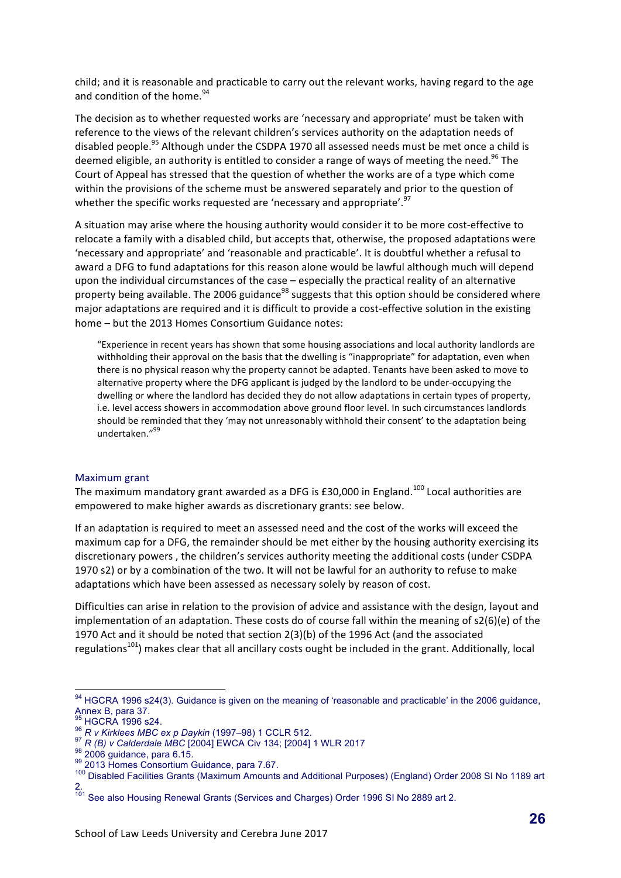child; and it is reasonable and practicable to carry out the relevant works, having regard to the age and condition of the home.[94]

The decision as to whether requested works are 'necessary and appropriate' must be taken with reference to the views of the relevant children's services authority on the adaptation needs of disabled people.[95] Although under the CSDPA 1970 all assessed needs must be met once a child is deemed eligible, an authority is entitled to consider a range of ways of meeting the need.[96] The Court of Appeal has stressed that the question of whether the works are of a type which come within the provisions of the scheme must be answered separately and prior to the question of whether the specific works requested are 'necessary and appropriate'.[97]

A situation may arise where the housing authority would consider it to be more cost-effective to relocate a family with a disabled child, but accepts that, otherwise, the proposed adaptations were 'necessary and appropriate' and 'reasonable and practicable'. It is doubtful whether a refusal to award a DFG to fund adaptations for this reason alone would be lawful although much will depend upon the individual circumstances of the case – especially the practical reality of an alternative property being available. The 2006 guidance[98] suggests that this option should be considered where major adaptations are required and it is difficult to provide a cost-effective solution in the existing home – but the 2013 Homes Consortium Guidance notes:

> "Experience in recent years has shown that some housing associations and local authority landlords are withholding their approval on the basis that the dwelling is "inappropriate" for adaptation, even when there is no physical reason why the property cannot be adapted. Tenants have been asked to move to alternative property where the DFG applicant is judged by the landlord to be under-occupying the dwelling or where the landlord has decided they do not allow adaptations in certain types of property, i.e. level access showers in accommodation above ground floor level. In such circumstances landlords should be reminded that they 'may not unreasonably withhold their consent' to the adaptation being undertaken."[99]

### Maximum grant

The maximum mandatory grant awarded as a DFG is £30,000 in England.[100] Local authorities are empowered to make higher awards as discretionary grants: see below.

If an adaptation is required to meet an assessed need and the cost of the works will exceed the maximum cap for a DFG, the remainder should be met either by the housing authority exercising its discretionary powers , the children's services authority meeting the additional costs (under CSDPA 1970 s2) or by a combination of the two. It will not be lawful for an authority to refuse to make adaptations which have been assessed as necessary solely by reason of cost.

Difficulties can arise in relation to the provision of advice and assistance with the design, layout and implementation of an adaptation. These costs do of course fall within the meaning of s2(6)(e) of the 1970 Act and it should be noted that section 2(3)(b) of the 1996 Act (and the associated regulations[101]) makes clear that all ancillary costs ought be included in the grant. Additionally, local

---

[94] HGCRA 1996 s24(3). Guidance is given on the meaning of 'reasonable and practicable' in the 2006 guidance, Annex B, para 37.

[95] HGCRA 1996 s24.

[96] *R v Kirklees MBC ex p Daykin* (1997–98) 1 CCLR 512.

[97] *R (B) v Calderdale MBC* [2004] EWCA Civ 134; [2004] 1 WLR 2017

[98] 2006 guidance, para 6.15.

[99] 2013 Homes Consortium Guidance, para 7.67.

[100] Disabled Facilities Grants (Maximum Amounts and Additional Purposes) (England) Order 2008 SI No 1189 art 2.

[101] See also Housing Renewal Grants (Services and Charges) Order 1996 SI No 2889 art 2.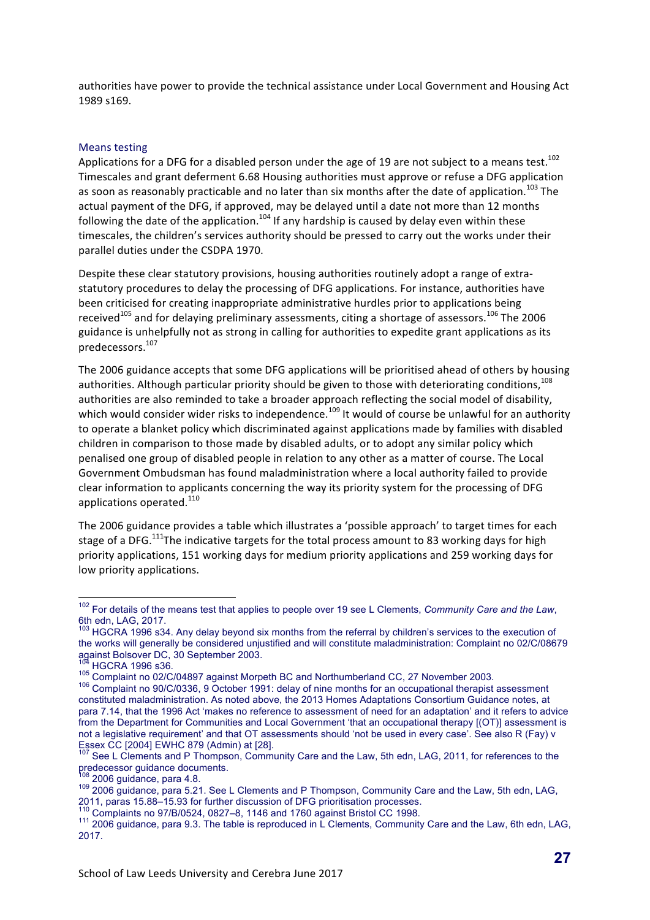authorities have power to provide the technical assistance under Local Government and Housing Act 1989 s169.

### Means testing

Applications for a DFG for a disabled person under the age of 19 are not subject to a means test.[102] Timescales and grant deferment 6.68 Housing authorities must approve or refuse a DFG application as soon as reasonably practicable and no later than six months after the date of application.[103] The actual payment of the DFG, if approved, may be delayed until a date not more than 12 months following the date of the application.[104] If any hardship is caused by delay even within these timescales, the children's services authority should be pressed to carry out the works under their parallel duties under the CSDPA 1970.

Despite these clear statutory provisions, housing authorities routinely adopt a range of extra-statutory procedures to delay the processing of DFG applications. For instance, authorities have been criticised for creating inappropriate administrative hurdles prior to applications being received[105] and for delaying preliminary assessments, citing a shortage of assessors.[106] The 2006 guidance is unhelpfully not as strong in calling for authorities to expedite grant applications as its predecessors.[107]

The 2006 guidance accepts that some DFG applications will be prioritised ahead of others by housing authorities. Although particular priority should be given to those with deteriorating conditions,[108] authorities are also reminded to take a broader approach reflecting the social model of disability, which would consider wider risks to independence.[109] It would of course be unlawful for an authority to operate a blanket policy which discriminated against applications made by families with disabled children in comparison to those made by disabled adults, or to adopt any similar policy which penalised one group of disabled people in relation to any other as a matter of course. The Local Government Ombudsman has found maladministration where a local authority failed to provide clear information to applicants concerning the way its priority system for the processing of DFG applications operated.[110]

The 2006 guidance provides a table which illustrates a 'possible approach' to target times for each stage of a DFG.[111] The indicative targets for the total process amount to 83 working days for high priority applications, 151 working days for medium priority applications and 259 working days for low priority applications.

---

[102] For details of the means test that applies to people over 19 see L Clements, *Community Care and the Law*, 6th edn, LAG, 2017.

[103] HGCRA 1996 s34. Any delay beyond six months from the referral by children's services to the execution of the works will generally be considered unjustified and will constitute maladministration: Complaint no 02/C/08679 against Bolsover DC, 30 September 2003.

[104] HGCRA 1996 s36.

[105] Complaint no 02/C/04897 against Morpeth BC and Northumberland CC, 27 November 2003.

[106] Complaint no 90/C/0336, 9 October 1991: delay of nine months for an occupational therapist assessment constituted maladministration. As noted above, the 2013 Homes Adaptations Consortium Guidance notes, at para 7.14, that the 1996 Act 'makes no reference to assessment of need for an adaptation' and it refers to advice from the Department for Communities and Local Government 'that an occupational therapy [(OT)] assessment is not a legislative requirement' and that OT assessments should 'not be used in every case'. See also R (Fay) v Essex CC [2004] EWHC 879 (Admin) at [28].

[107] See L Clements and P Thompson, Community Care and the Law, 5th edn, LAG, 2011, for references to the predecessor guidance documents.

[108] 2006 guidance, para 4.8.

[109] 2006 guidance, para 5.21. See L Clements and P Thompson, Community Care and the Law, 5th edn, LAG, 2011, paras 15.88–15.93 for further discussion of DFG prioritisation processes.

[110] Complaints no 97/B/0524, 0827–8, 1146 and 1760 against Bristol CC 1998.

[111] 2006 guidance, para 9.3. The table is reproduced in L Clements, Community Care and the Law, 6th edn, LAG, 2017.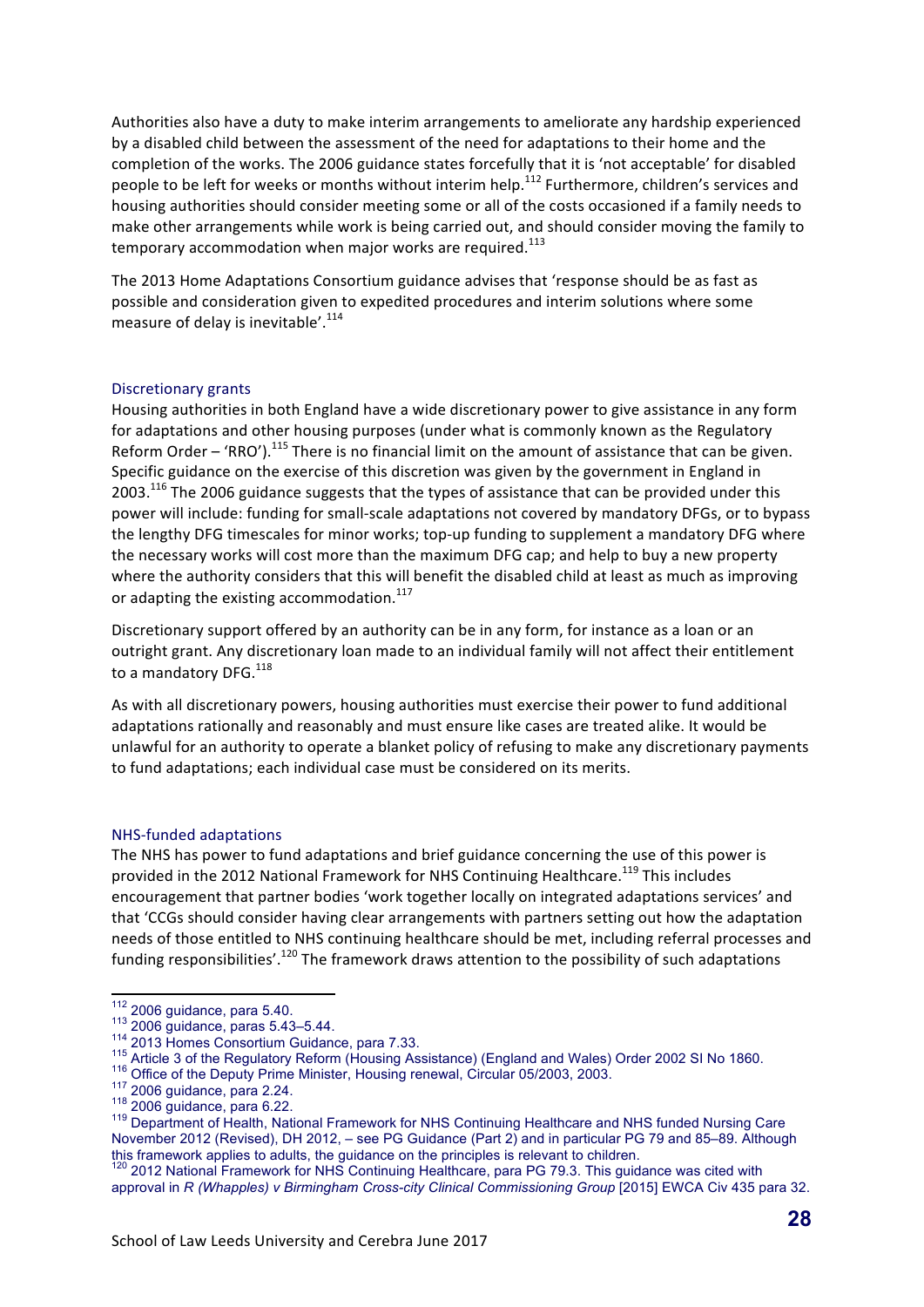Authorities also have a duty to make interim arrangements to ameliorate any hardship experienced by a disabled child between the assessment of the need for adaptations to their home and the completion of the works. The 2006 guidance states forcefully that it is 'not acceptable' for disabled people to be left for weeks or months without interim help.[112] Furthermore, children's services and housing authorities should consider meeting some or all of the costs occasioned if a family needs to make other arrangements while work is being carried out, and should consider moving the family to temporary accommodation when major works are required.[113]

The 2013 Home Adaptations Consortium guidance advises that 'response should be as fast as possible and consideration given to expedited procedures and interim solutions where some measure of delay is inevitable'.[114]

### Discretionary grants

Housing authorities in both England have a wide discretionary power to give assistance in any form for adaptations and other housing purposes (under what is commonly known as the Regulatory Reform Order – 'RRO').[115] There is no financial limit on the amount of assistance that can be given. Specific guidance on the exercise of this discretion was given by the government in England in 2003.[116] The 2006 guidance suggests that the types of assistance that can be provided under this power will include: funding for small-scale adaptations not covered by mandatory DFGs, or to bypass the lengthy DFG timescales for minor works; top-up funding to supplement a mandatory DFG where the necessary works will cost more than the maximum DFG cap; and help to buy a new property where the authority considers that this will benefit the disabled child at least as much as improving or adapting the existing accommodation.[117]

Discretionary support offered by an authority can be in any form, for instance as a loan or an outright grant. Any discretionary loan made to an individual family will not affect their entitlement to a mandatory DFG.[118]

As with all discretionary powers, housing authorities must exercise their power to fund additional adaptations rationally and reasonably and must ensure like cases are treated alike. It would be unlawful for an authority to operate a blanket policy of refusing to make any discretionary payments to fund adaptations; each individual case must be considered on its merits.

### NHS-funded adaptations

The NHS has power to fund adaptations and brief guidance concerning the use of this power is provided in the 2012 National Framework for NHS Continuing Healthcare.[119] This includes encouragement that partner bodies 'work together locally on integrated adaptations services' and that 'CCGs should consider having clear arrangements with partners setting out how the adaptation needs of those entitled to NHS continuing healthcare should be met, including referral processes and funding responsibilities'.[120] The framework draws attention to the possibility of such adaptations

---

[112] 2006 guidance, para 5.40.

[113] 2006 guidance, paras 5.43–5.44.

[114] 2013 Homes Consortium Guidance, para 7.33.

[115] Article 3 of the Regulatory Reform (Housing Assistance) (England and Wales) Order 2002 SI No 1860.

[116] Office of the Deputy Prime Minister, Housing renewal, Circular 05/2003, 2003.

[117] 2006 guidance, para 2.24.

[118] 2006 guidance, para 6.22.

[119] Department of Health, National Framework for NHS Continuing Healthcare and NHS funded Nursing Care November 2012 (Revised), DH 2012, – see PG Guidance (Part 2) and in particular PG 79 and 85–89. Although this framework applies to adults, the guidance on the principles is relevant to children.

[120] 2012 National Framework for NHS Continuing Healthcare, para PG 79.3. This guidance was cited with approval in *R (Whapples) v Birmingham Cross-city Clinical Commissioning Group* [2015] EWCA Civ 435 para 32.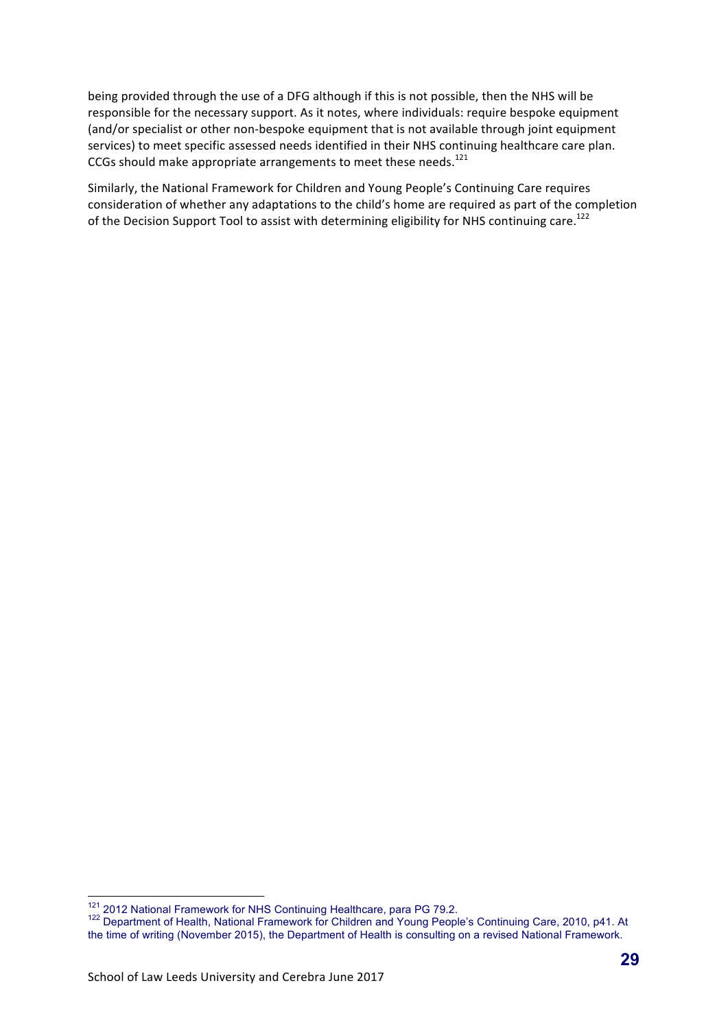being provided through the use of a DFG although if this is not possible, then the NHS will be responsible for the necessary support. As it notes, where individuals: require bespoke equipment (and/or specialist or other non-bespoke equipment that is not available through joint equipment services) to meet specific assessed needs identified in their NHS continuing healthcare care plan. CCGs should make appropriate arrangements to meet these needs.[121]

Similarly, the National Framework for Children and Young People's Continuing Care requires consideration of whether any adaptations to the child's home are required as part of the completion of the Decision Support Tool to assist with determining eligibility for NHS continuing care.[122]

---

[121] 2012 National Framework for NHS Continuing Healthcare, para PG 79.2.

[122] Department of Health, National Framework for Children and Young People's Continuing Care, 2010, p41. At the time of writing (November 2015), the Department of Health is consulting on a revised National Framework.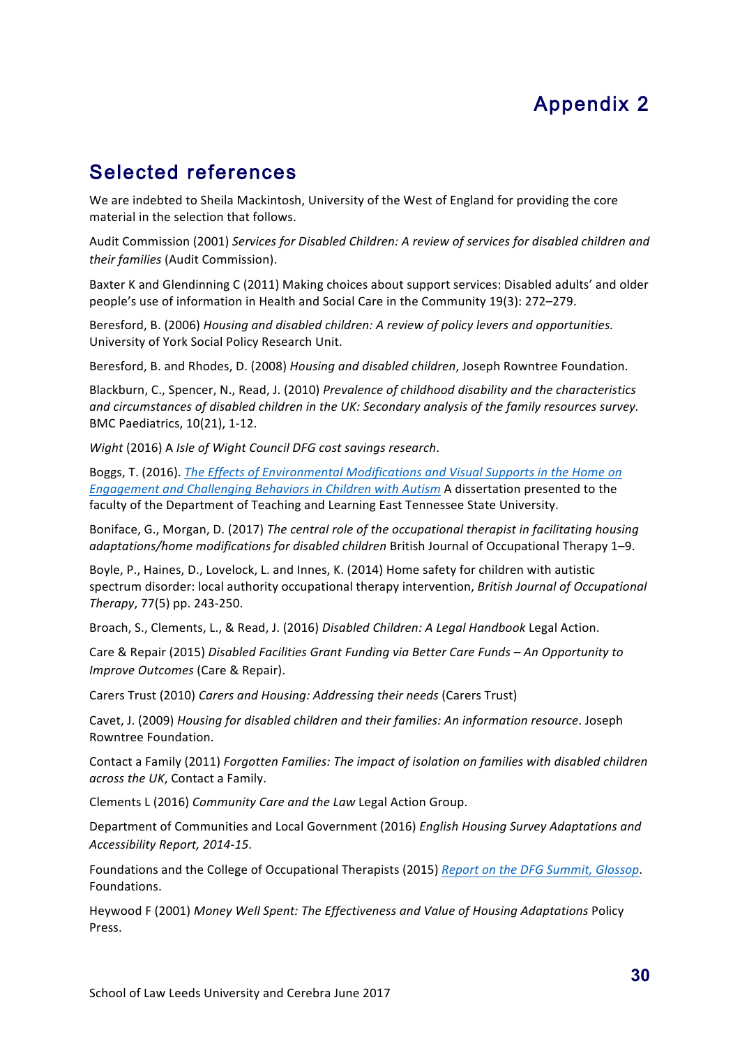# Appendix 2

## Selected references

We are indebted to Sheila Mackintosh, University of the West of England for providing the core material in the selection that follows.

Audit Commission (2001) *Services for Disabled Children: A review of services for disabled children and their families* (Audit Commission).

Baxter K and Glendinning C (2011) Making choices about support services: Disabled adults' and older people's use of information in Health and Social Care in the Community 19(3): 272–279.

Beresford, B. (2006) *Housing and disabled children: A review of policy levers and opportunities.* University of York Social Policy Research Unit.

Beresford, B. and Rhodes, D. (2008) *Housing and disabled children*, Joseph Rowntree Foundation.

Blackburn, C., Spencer, N., Read, J. (2010) *Prevalence of childhood disability and the characteristics and circumstances of disabled children in the UK: Secondary analysis of the family resources survey.* BMC Paediatrics, 10(21), 1-12.

*Wight* (2016) A *Isle of Wight Council DFG cost savings research*.

Boggs, T. (2016). *The Effects of Environmental Modifications and Visual Supports in the Home on Engagement and Challenging Behaviors in Children with Autism* A dissertation presented to the faculty of the Department of Teaching and Learning East Tennessee State University.

Boniface, G., Morgan, D. (2017) *The central role of the occupational therapist in facilitating housing adaptations/home modifications for disabled children* British Journal of Occupational Therapy 1–9.

Boyle, P., Haines, D., Lovelock, L. and Innes, K. (2014) Home safety for children with autistic spectrum disorder: local authority occupational therapy intervention, *British Journal of Occupational Therapy*, 77(5) pp. 243-250.

Broach, S., Clements, L., & Read, J. (2016) *Disabled Children: A Legal Handbook* Legal Action.

Care & Repair (2015) *Disabled Facilities Grant Funding via Better Care Funds – An Opportunity to Improve Outcomes* (Care & Repair).

Carers Trust (2010) *Carers and Housing: Addressing their needs* (Carers Trust)

Cavet, J. (2009) *Housing for disabled children and their families: An information resource*. Joseph Rowntree Foundation.

Contact a Family (2011) *Forgotten Families: The impact of isolation on families with disabled children across the UK*, Contact a Family.

Clements L (2016) *Community Care and the Law* Legal Action Group.

Department of Communities and Local Government (2016) *English Housing Survey Adaptations and Accessibility Report, 2014-15*.

Foundations and the College of Occupational Therapists (2015) *Report on the DFG Summit, Glossop*. Foundations.

Heywood F (2001) *Money Well Spent: The Effectiveness and Value of Housing Adaptations* Policy Press.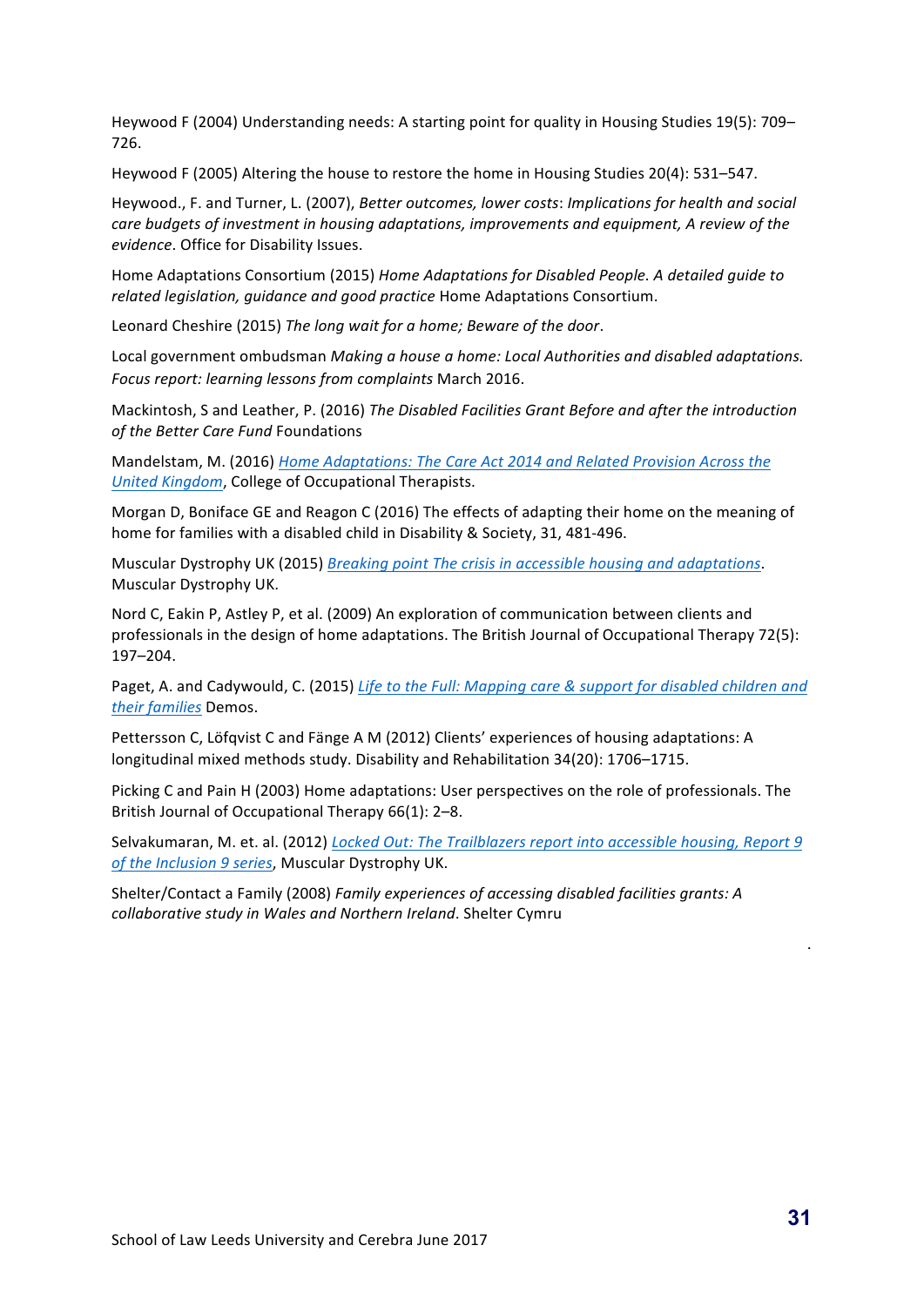Heywood F (2004) Understanding needs: A starting point for quality in Housing Studies 19(5): 709–726.

Heywood F (2005) Altering the house to restore the home in Housing Studies 20(4): 531–547.

Heywood., F. and Turner, L. (2007), *Better outcomes, lower costs*: *Implications for health and social care budgets of investment in housing adaptations, improvements and equipment, A review of the evidence*. Office for Disability Issues.

Home Adaptations Consortium (2015) *Home Adaptations for Disabled People. A detailed guide to related legislation, guidance and good practice* Home Adaptations Consortium.

Leonard Cheshire (2015) *The long wait for a home; Beware of the door*.

Local government ombudsman *Making a house a home: Local Authorities and disabled adaptations. Focus report: learning lessons from complaints* March 2016.

Mackintosh, S and Leather, P. (2016) *The Disabled Facilities Grant Before and after the introduction of the Better Care Fund* Foundations

Mandelstam, M. (2016) *Home Adaptations: The Care Act 2014 and Related Provision Across the United Kingdom*, College of Occupational Therapists.

Morgan D, Boniface GE and Reagon C (2016) The effects of adapting their home on the meaning of home for families with a disabled child in Disability & Society, 31, 481-496.

Muscular Dystrophy UK (2015) *Breaking point The crisis in accessible housing and adaptations*. Muscular Dystrophy UK.

Nord C, Eakin P, Astley P, et al. (2009) An exploration of communication between clients and professionals in the design of home adaptations. The British Journal of Occupational Therapy 72(5): 197–204.

Paget, A. and Cadywould, C. (2015) *Life to the Full: Mapping care & support for disabled children and their families* Demos.

Pettersson C, Löfqvist C and Fänge A M (2012) Clients' experiences of housing adaptations: A longitudinal mixed methods study. Disability and Rehabilitation 34(20): 1706–1715.

Picking C and Pain H (2003) Home adaptations: User perspectives on the role of professionals. The British Journal of Occupational Therapy 66(1): 2–8.

Selvakumaran, M. et. al. (2012) *Locked Out: The Trailblazers report into accessible housing, Report 9 of the Inclusion 9 series*, Muscular Dystrophy UK.

Shelter/Contact a Family (2008) *Family experiences of accessing disabled facilities grants: A collaborative study in Wales and Northern Ireland*. Shelter Cymru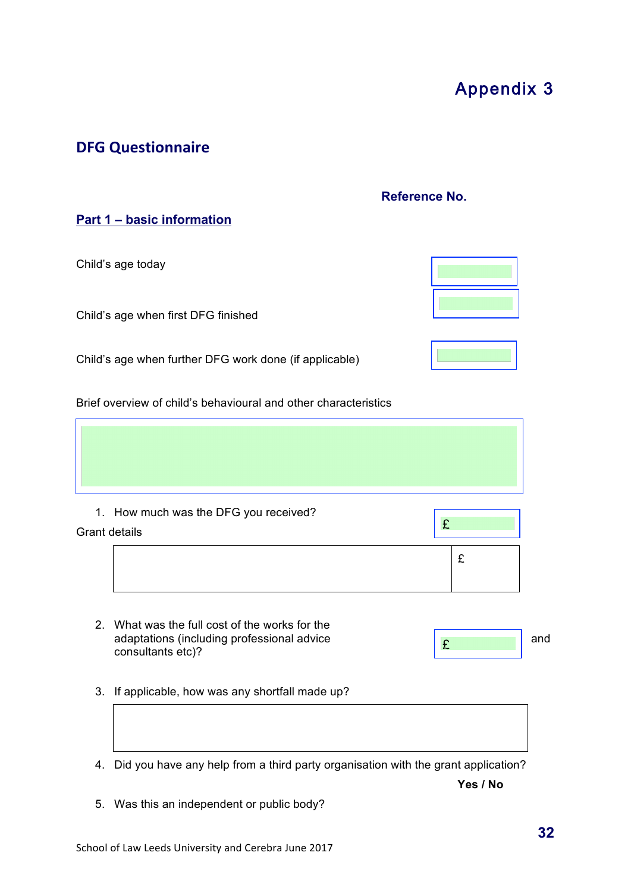# Appendix 3

## DFG Questionnaire

**Reference No.**

**Part 1 – basic information**

Child's age today

Child's age when first DFG finished

Child's age when further DFG work done (if applicable)

Brief overview of child's behavioural and other characteristics

1. How much was the DFG you received? £

Grant details

| | £ |
|---|---|

2. What was the full cost of the works for the adaptations (including professional advice consultants etc)? £ and

3. If applicable, how was any shortfall made up?

4. Did you have any help from a third party organisation with the grant application?

**Yes / No**

5. Was this an independent or public body?

School of Law Leeds University and Cerebra June 2017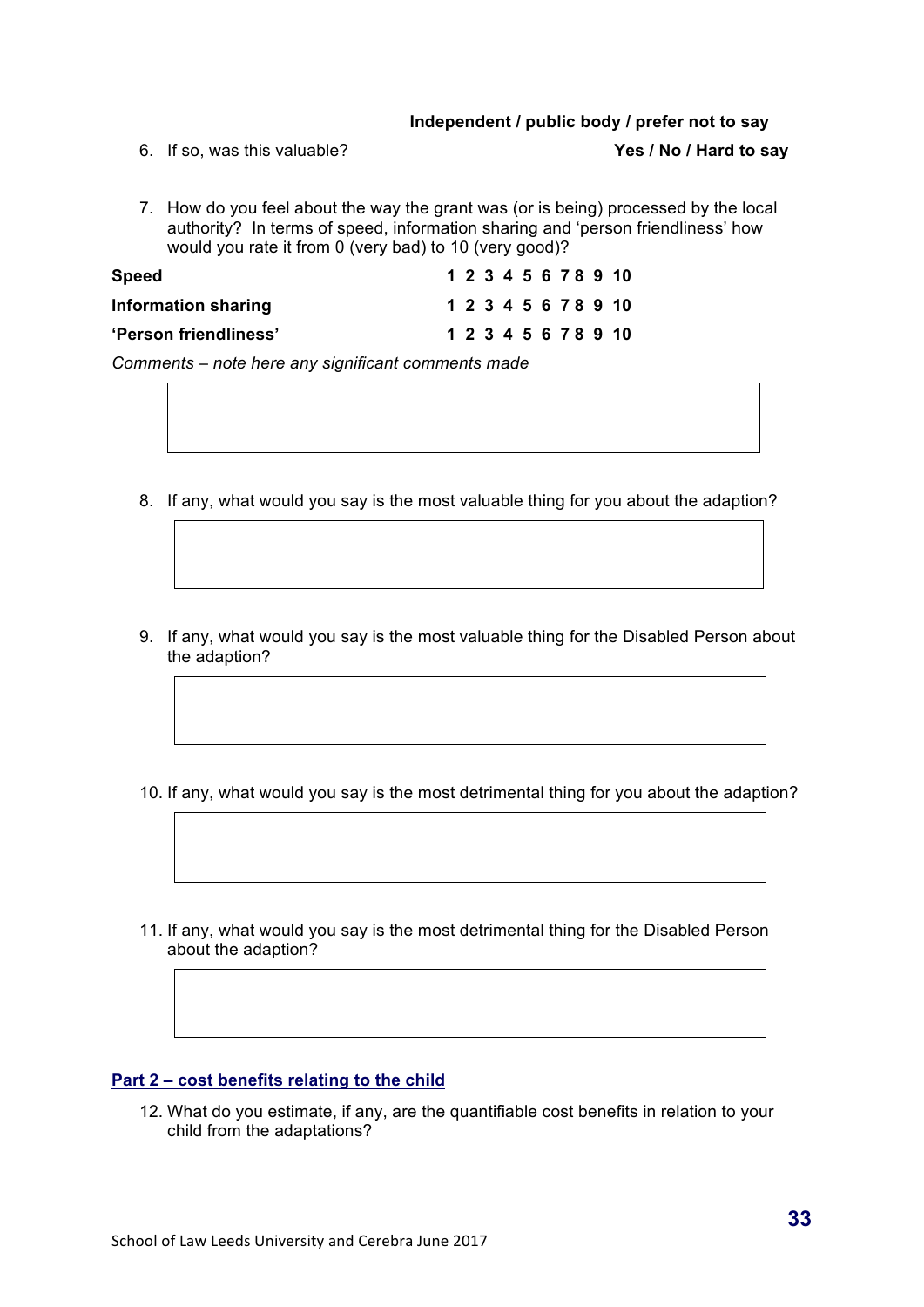**Independent / public body / prefer not to say**

6. If so, was this valuable? **Yes / No / Hard to say**

7. How do you feel about the way the grant was (or is being) processed by the local authority? In terms of speed, information sharing and 'person friendliness' how would you rate it from 0 (very bad) to 10 (very good)?

| | |
|---|---|
| **Speed** | **1 2 3 4 5 6 7 8 9 10** |
| **Information sharing** | **1 2 3 4 5 6 7 8 9 10** |
| **'Person friendliness'** | **1 2 3 4 5 6 7 8 9 10** |

*Comments – note here any significant comments made*

8. If any, what would you say is the most valuable thing for you about the adaption?

9. If any, what would you say is the most valuable thing for the Disabled Person about the adaption?

10. If any, what would you say is the most detrimental thing for you about the adaption?

11. If any, what would you say is the most detrimental thing for the Disabled Person about the adaption?

## Part 2 – cost benefits relating to the child

12. What do you estimate, if any, are the quantifiable cost benefits in relation to your child from the adaptations?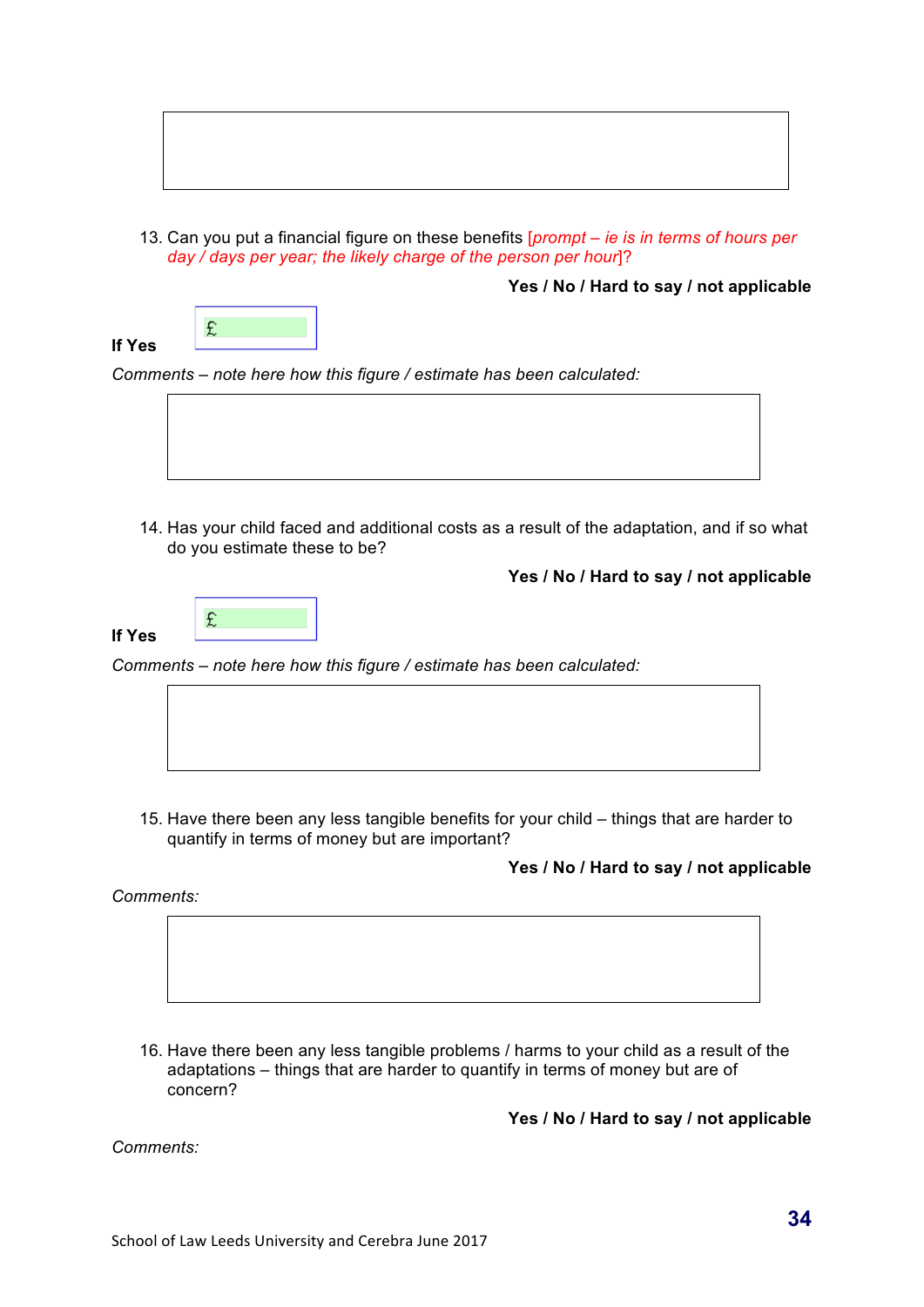13. Can you put a financial figure on these benefits [*prompt – ie is in terms of hours per day / days per year; the likely charge of the person per hour*]?

**Yes / No / Hard to say / not applicable**

**If Yes** £

*Comments – note here how this figure / estimate has been calculated:*

14. Has your child faced and additional costs as a result of the adaptation, and if so what do you estimate these to be?

**Yes / No / Hard to say / not applicable**

**If Yes** £

*Comments – note here how this figure / estimate has been calculated:*

15. Have there been any less tangible benefits for your child – things that are harder to quantify in terms of money but are important?

**Yes / No / Hard to say / not applicable**

*Comments:*

16. Have there been any less tangible problems / harms to your child as a result of the adaptations – things that are harder to quantify in terms of money but are of concern?

**Yes / No / Hard to say / not applicable**

*Comments:*

School of Law Leeds University and Cerebra June 2017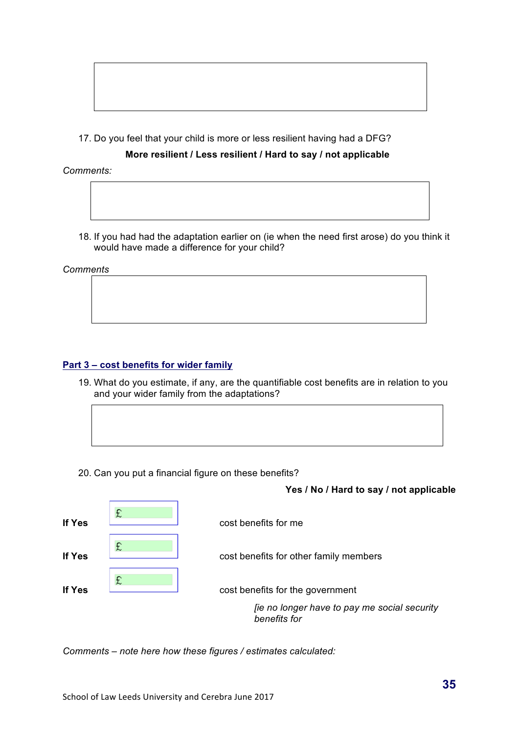17. Do you feel that your child is more or less resilient having had a DFG?

**More resilient / Less resilient / Hard to say / not applicable**

*Comments:*

18. If you had had the adaptation earlier on (ie when the need first arose) do you think it would have made a difference for your child?

*Comments*

## Part 3 – cost benefits for wider family

19. What do you estimate, if any, are the quantifiable cost benefits are in relation to you and your wider family from the adaptations?

20. Can you put a financial figure on these benefits?

**Yes / No / Hard to say / not applicable**

**If Yes** £ cost benefits for me

**If Yes** £ cost benefits for other family members

**If Yes** £ cost benefits for the government

*[ie no longer have to pay me social security benefits for*

*Comments – note here how these figures / estimates calculated:*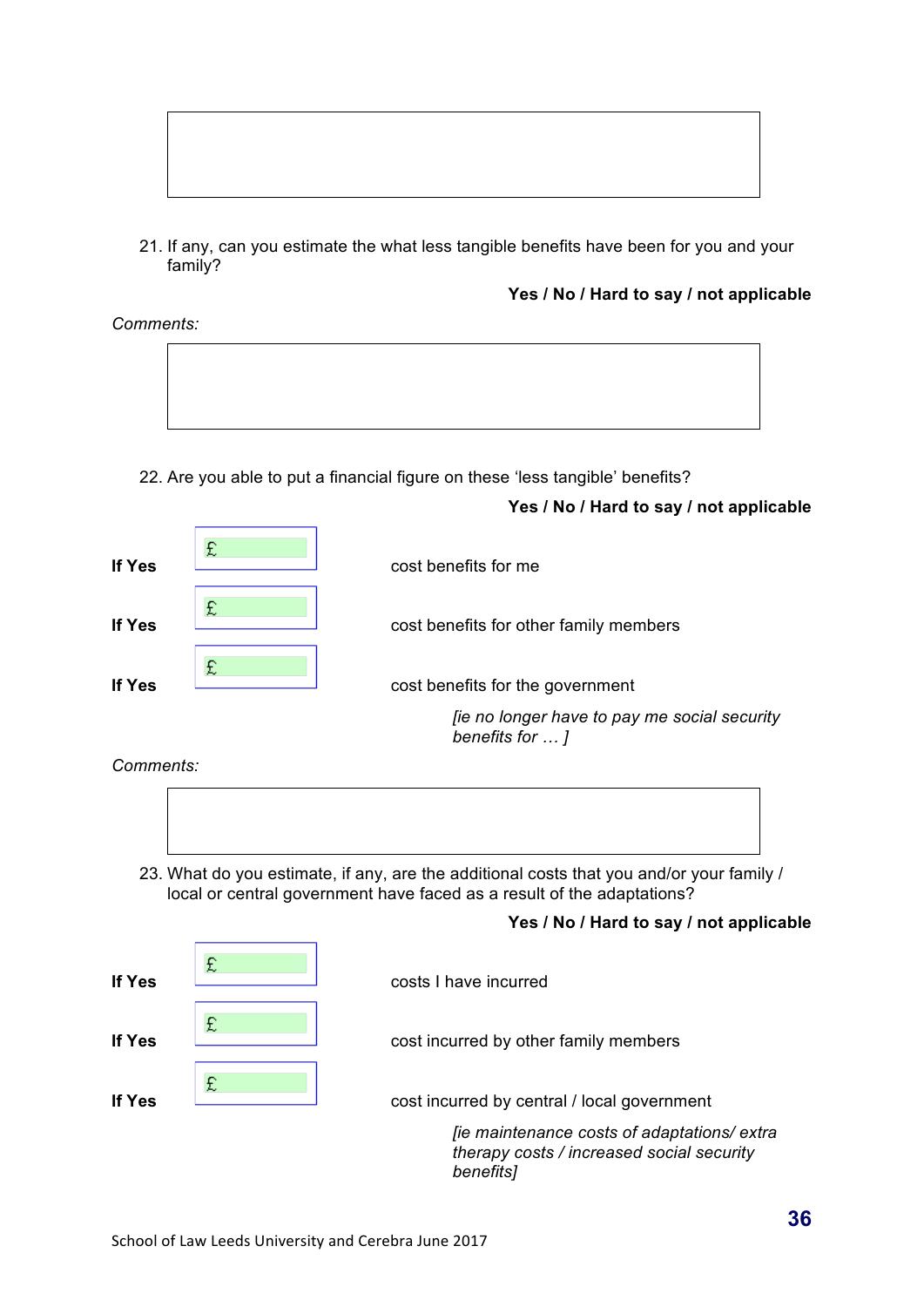21. If any, can you estimate the what less tangible benefits have been for you and your family?

**Yes / No / Hard to say / not applicable**

*Comments:*

22. Are you able to put a financial figure on these 'less tangible' benefits?

**Yes / No / Hard to say / not applicable**

**If Yes** £ cost benefits for me

**If Yes** £ cost benefits for other family members

**If Yes** £ cost benefits for the government

*[ie no longer have to pay me social security benefits for … ]*

*Comments:*

23. What do you estimate, if any, are the additional costs that you and/or your family / local or central government have faced as a result of the adaptations?

**Yes / No / Hard to say / not applicable**

**If Yes** £ costs I have incurred

**If Yes** £ cost incurred by other family members

**If Yes** £ cost incurred by central / local government

*[ie maintenance costs of adaptations/ extra therapy costs / increased social security benefits]*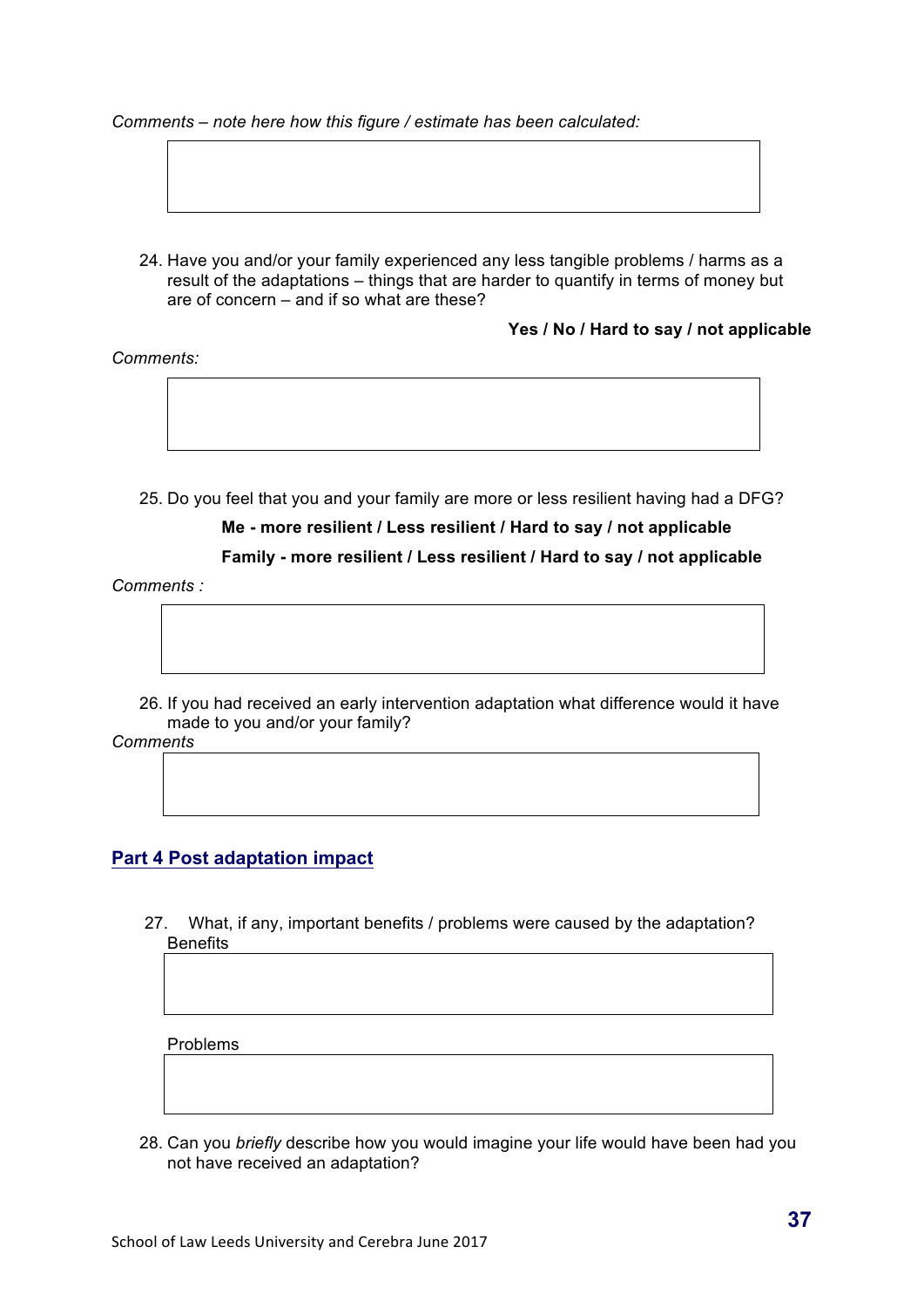*Comments – note here how this figure / estimate has been calculated:*

24. Have you and/or your family experienced any less tangible problems / harms as a result of the adaptations – things that are harder to quantify in terms of money but are of concern – and if so what are these?

**Yes / No / Hard to say / not applicable**

*Comments:*

25. Do you feel that you and your family are more or less resilient having had a DFG?

**Me - more resilient / Less resilient / Hard to say / not applicable**

**Family - more resilient / Less resilient / Hard to say / not applicable**

*Comments :*

26. If you had received an early intervention adaptation what difference would it have made to you and/or your family?

*Comments*

## Part 4 Post adaptation impact

27. What, if any, important benefits / problems were caused by the adaptation?

Benefits

Problems

28. Can you *briefly* describe how you would imagine your life would have been had you not have received an adaptation?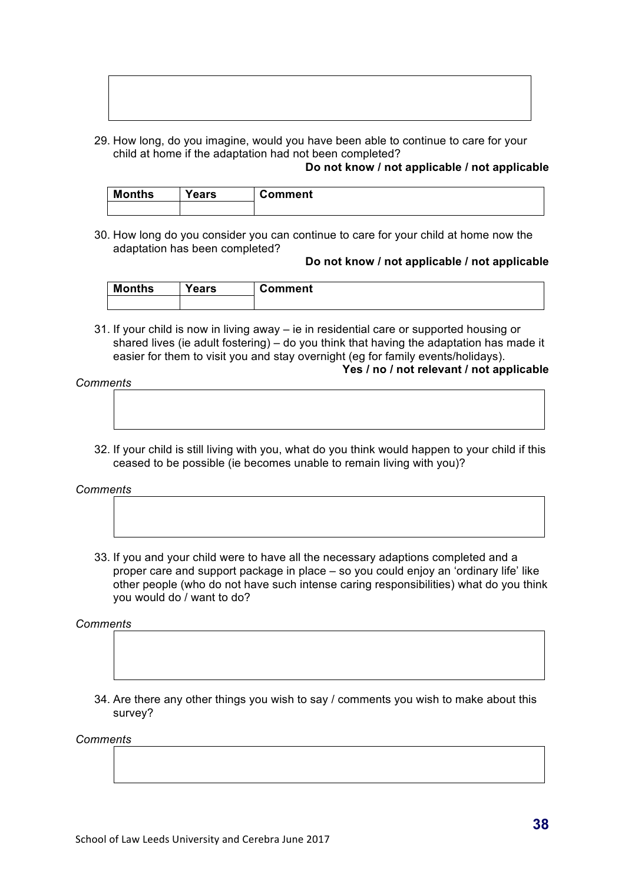29. How long, do you imagine, would you have been able to continue to care for your child at home if the adaptation had not been completed?

**Do not know / not applicable / not applicable**

| Months | Years | Comment |
|---|---|---|
| | | |

30. How long do you consider you can continue to care for your child at home now the adaptation has been completed?

**Do not know / not applicable / not applicable**

| Months | Years | Comment |
|---|---|---|
| | | |

31. If your child is now in living away – ie in residential care or supported housing or shared lives (ie adult fostering) – do you think that having the adaptation has made it easier for them to visit you and stay overnight (eg for family events/holidays).

**Yes / no / not relevant / not applicable**

*Comments*

32. If your child is still living with you, what do you think would happen to your child if this ceased to be possible (ie becomes unable to remain living with you)?

*Comments*

33. If you and your child were to have all the necessary adaptions completed and a proper care and support package in place – so you could enjoy an 'ordinary life' like other people (who do not have such intense caring responsibilities) what do you think you would do / want to do?

*Comments*

34. Are there any other things you wish to say / comments you wish to make about this survey?

*Comments*